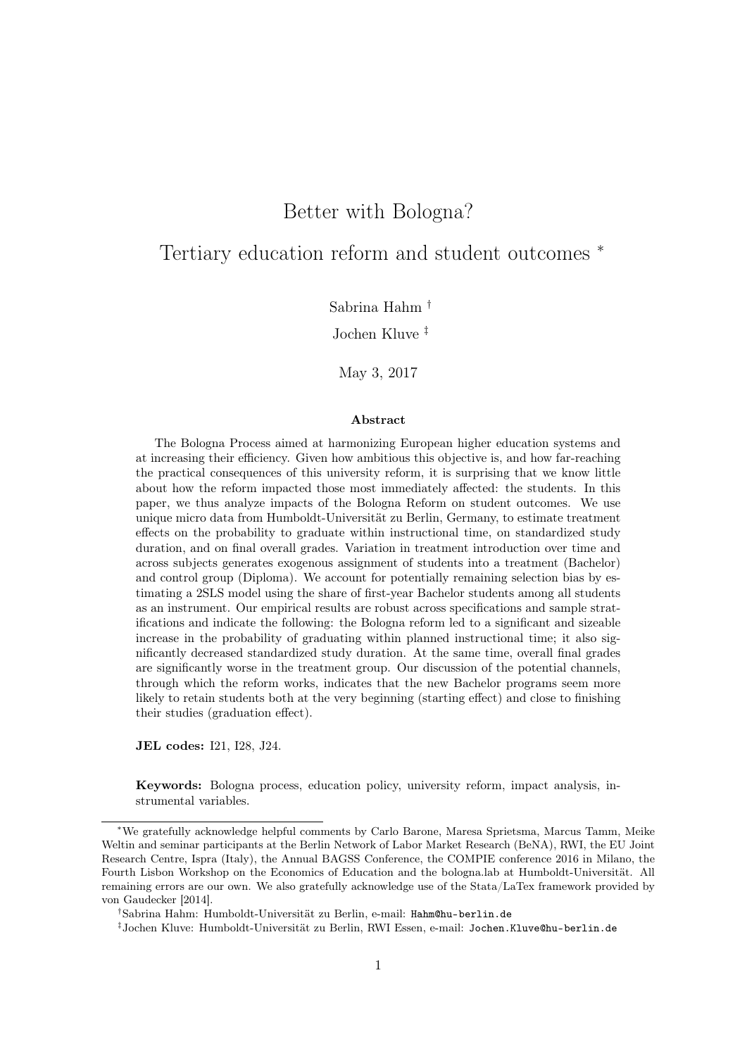# Better with Bologna?

## Tertiary education reform and student outcomes [*]

Sabrina Hahm [†]

Jochen Kluve [‡]

May 3, 2017

### Abstract

The Bologna Process aimed at harmonizing European higher education systems and at increasing their efficiency. Given how ambitious this objective is, and how far-reaching the practical consequences of this university reform, it is surprising that we know little about how the reform impacted those most immediately affected: the students. In this paper, we thus analyze impacts of the Bologna Reform on student outcomes. We use unique micro data from Humboldt-Universität zu Berlin, Germany, to estimate treatment effects on the probability to graduate within instructional time, on standardized study duration, and on final overall grades. Variation in treatment introduction over time and across subjects generates exogenous assignment of students into a treatment (Bachelor) and control group (Diploma). We account for potentially remaining selection bias by estimating a 2SLS model using the share of first-year Bachelor students among all students as an instrument. Our empirical results are robust across specifications and sample stratifications and indicate the following: the Bologna reform led to a significant and sizeable increase in the probability of graduating within planned instructional time; it also significantly decreased standardized study duration. At the same time, overall final grades are significantly worse in the treatment group. Our discussion of the potential channels, through which the reform works, indicates that the new Bachelor programs seem more likely to retain students both at the very beginning (starting effect) and close to finishing their studies (graduation effect).

**JEL codes:** I21, I28, J24.

**Keywords:** Bologna process, education policy, university reform, impact analysis, instrumental variables.

---

[*] We gratefully acknowledge helpful comments by Carlo Barone, Maresa Sprietsma, Marcus Tamm, Meike Weltin and seminar participants at the Berlin Network of Labor Market Research (BeNA), RWI, the EU Joint Research Centre, Ispra (Italy), the Annual BAGSS Conference, the COMPIE conference 2016 in Milano, the Fourth Lisbon Workshop on the Economics of Education and the bologna.lab at Humboldt-Universität. All remaining errors are our own. We also gratefully acknowledge use of the Stata/LaTex framework provided by von Gaudecker [2014].

[†] Sabrina Hahm: Humboldt-Universität zu Berlin, e-mail: Hahm@hu-berlin.de

[‡] Jochen Kluve: Humboldt-Universität zu Berlin, RWI Essen, e-mail: Jochen.Kluve@hu-berlin.de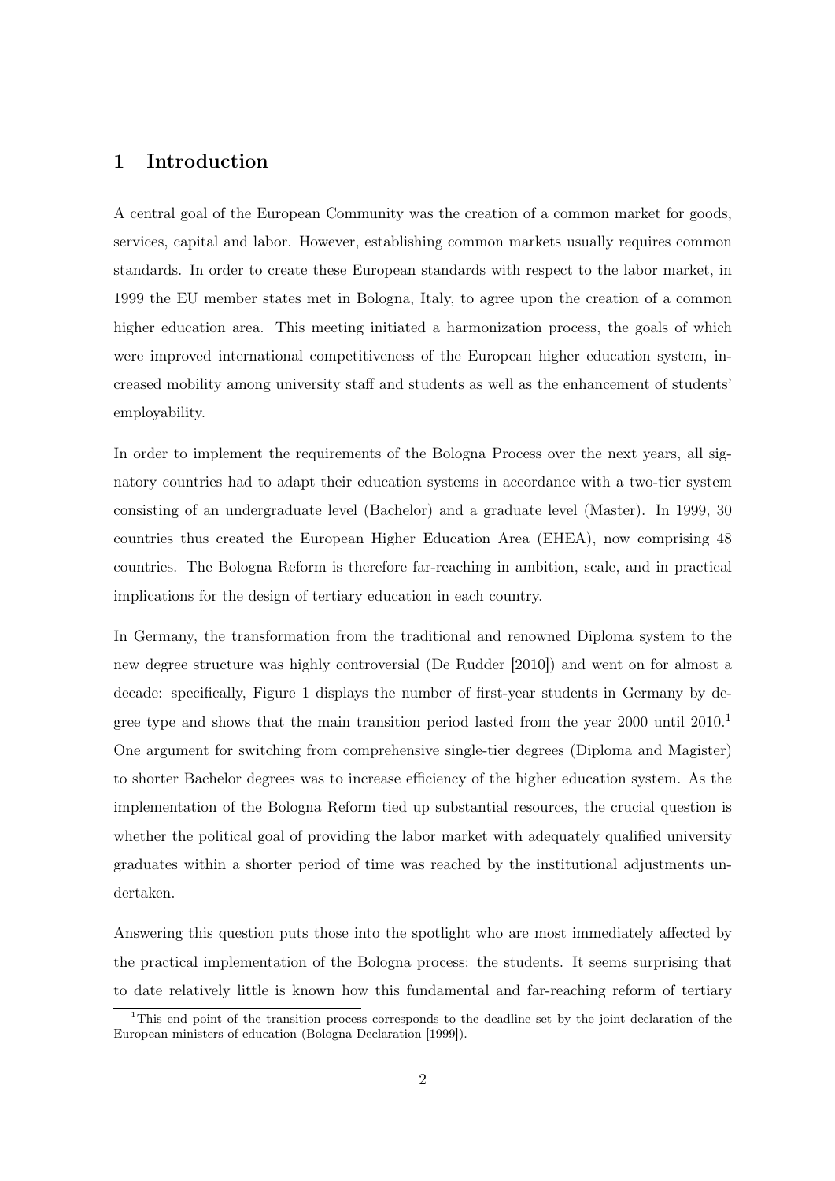## 1 Introduction

A central goal of the European Community was the creation of a common market for goods, services, capital and labor. However, establishing common markets usually requires common standards. In order to create these European standards with respect to the labor market, in 1999 the EU member states met in Bologna, Italy, to agree upon the creation of a common higher education area. This meeting initiated a harmonization process, the goals of which were improved international competitiveness of the European higher education system, increased mobility among university staff and students as well as the enhancement of students' employability.

In order to implement the requirements of the Bologna Process over the next years, all signatory countries had to adapt their education systems in accordance with a two-tier system consisting of an undergraduate level (Bachelor) and a graduate level (Master). In 1999, 30 countries thus created the European Higher Education Area (EHEA), now comprising 48 countries. The Bologna Reform is therefore far-reaching in ambition, scale, and in practical implications for the design of tertiary education in each country.

In Germany, the transformation from the traditional and renowned Diploma system to the new degree structure was highly controversial (De Rudder [2010]) and went on for almost a decade: specifically, Figure 1 displays the number of first-year students in Germany by degree type and shows that the main transition period lasted from the year 2000 until 2010.[1] One argument for switching from comprehensive single-tier degrees (Diploma and Magister) to shorter Bachelor degrees was to increase efficiency of the higher education system. As the implementation of the Bologna Reform tied up substantial resources, the crucial question is whether the political goal of providing the labor market with adequately qualified university graduates within a shorter period of time was reached by the institutional adjustments undertaken.

Answering this question puts those into the spotlight who are most immediately affected by the practical implementation of the Bologna process: the students. It seems surprising that to date relatively little is known how this fundamental and far-reaching reform of tertiary

[1] This end point of the transition process corresponds to the deadline set by the joint declaration of the European ministers of education (Bologna Declaration [1999]).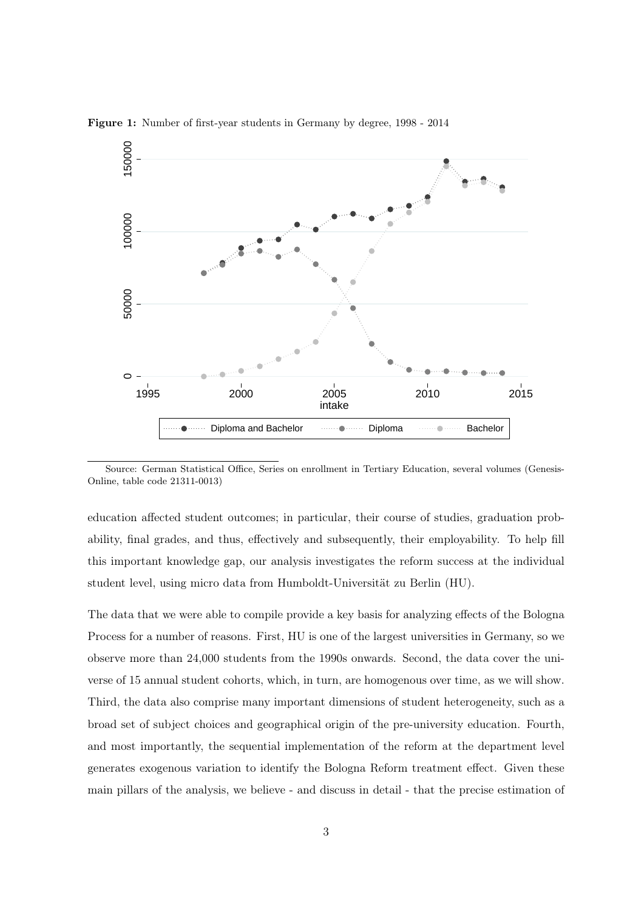**Figure 1:** Number of first-year students in Germany by degree, 1998 - 2014

Source: German Statistical Office, Series on enrollment in Tertiary Education, several volumes (Genesis-Online, table code 21311-0013)

education affected student outcomes; in particular, their course of studies, graduation probability, final grades, and thus, effectively and subsequently, their employability. To help fill this important knowledge gap, our analysis investigates the reform success at the individual student level, using micro data from Humboldt-Universität zu Berlin (HU).

The data that we were able to compile provide a key basis for analyzing effects of the Bologna Process for a number of reasons. First, HU is one of the largest universities in Germany, so we observe more than 24,000 students from the 1990s onwards. Second, the data cover the universe of 15 annual student cohorts, which, in turn, are homogenous over time, as we will show. Third, the data also comprise many important dimensions of student heterogeneity, such as a broad set of subject choices and geographical origin of the pre-university education. Fourth, and most importantly, the sequential implementation of the reform at the department level generates exogenous variation to identify the Bologna Reform treatment effect. Given these main pillars of the analysis, we believe - and discuss in detail - that the precise estimation of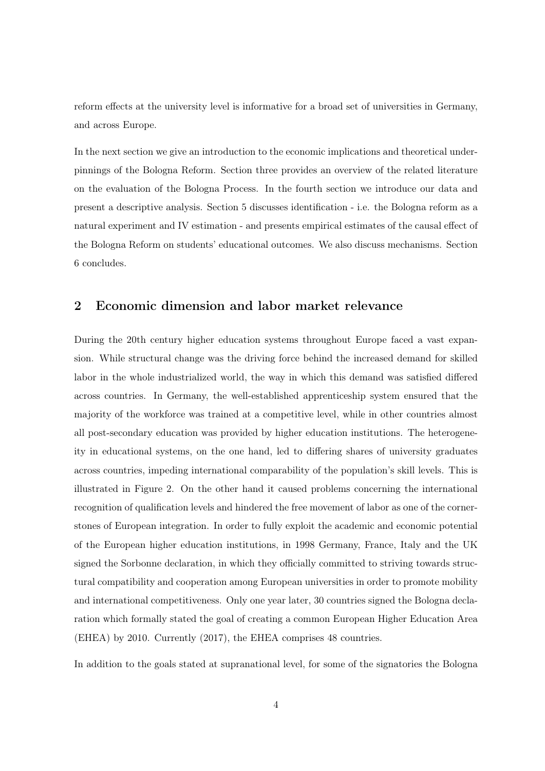reform effects at the university level is informative for a broad set of universities in Germany, and across Europe.

In the next section we give an introduction to the economic implications and theoretical underpinnings of the Bologna Reform. Section three provides an overview of the related literature on the evaluation of the Bologna Process. In the fourth section we introduce our data and present a descriptive analysis. Section 5 discusses identification - i.e. the Bologna reform as a natural experiment and IV estimation - and presents empirical estimates of the causal effect of the Bologna Reform on students' educational outcomes. We also discuss mechanisms. Section 6 concludes.

## 2 Economic dimension and labor market relevance

During the 20th century higher education systems throughout Europe faced a vast expansion. While structural change was the driving force behind the increased demand for skilled labor in the whole industrialized world, the way in which this demand was satisfied differed across countries. In Germany, the well-established apprenticeship system ensured that the majority of the workforce was trained at a competitive level, while in other countries almost all post-secondary education was provided by higher education institutions. The heterogeneity in educational systems, on the one hand, led to differing shares of university graduates across countries, impeding international comparability of the population's skill levels. This is illustrated in Figure 2. On the other hand it caused problems concerning the international recognition of qualification levels and hindered the free movement of labor as one of the cornerstones of European integration. In order to fully exploit the academic and economic potential of the European higher education institutions, in 1998 Germany, France, Italy and the UK signed the Sorbonne declaration, in which they officially committed to striving towards structural compatibility and cooperation among European universities in order to promote mobility and international competitiveness. Only one year later, 30 countries signed the Bologna declaration which formally stated the goal of creating a common European Higher Education Area (EHEA) by 2010. Currently (2017), the EHEA comprises 48 countries.

In addition to the goals stated at supranational level, for some of the signatories the Bologna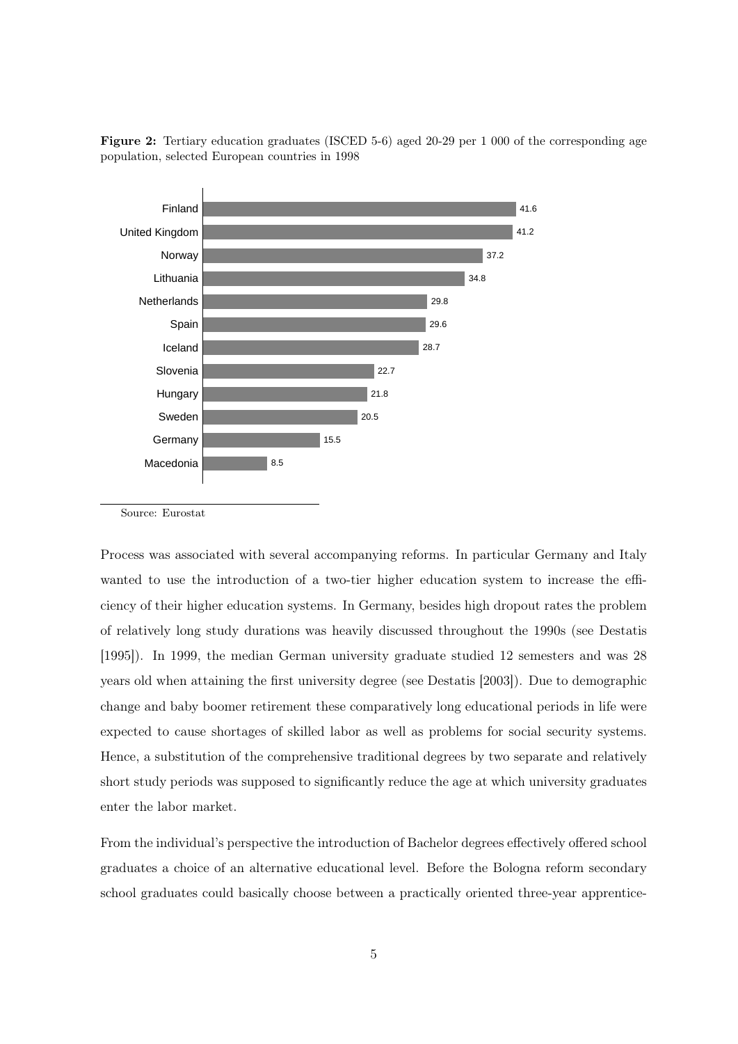**Figure 2:** Tertiary education graduates (ISCED 5-6) aged 20-29 per 1 000 of the corresponding age population, selected European countries in 1998

| Country | Value |
|---|---|
| Finland | 41.6 |
| United Kingdom | 41.2 |
| Norway | 37.2 |
| Lithuania | 34.8 |
| Netherlands | 29.8 |
| Spain | 29.6 |
| Iceland | 28.7 |
| Slovenia | 22.7 |
| Hungary | 21.8 |
| Sweden | 20.5 |
| Germany | 15.5 |
| Macedonia | 8.5 |

Source: Eurostat

Process was associated with several accompanying reforms. In particular Germany and Italy wanted to use the introduction of a two-tier higher education system to increase the efficiency of their higher education systems. In Germany, besides high dropout rates the problem of relatively long study durations was heavily discussed throughout the 1990s (see Destatis [1995]). In 1999, the median German university graduate studied 12 semesters and was 28 years old when attaining the first university degree (see Destatis [2003]). Due to demographic change and baby boomer retirement these comparatively long educational periods in life were expected to cause shortages of skilled labor as well as problems for social security systems. Hence, a substitution of the comprehensive traditional degrees by two separate and relatively short study periods was supposed to significantly reduce the age at which university graduates enter the labor market.

From the individual's perspective the introduction of Bachelor degrees effectively offered school graduates a choice of an alternative educational level. Before the Bologna reform secondary school graduates could basically choose between a practically oriented three-year apprentice-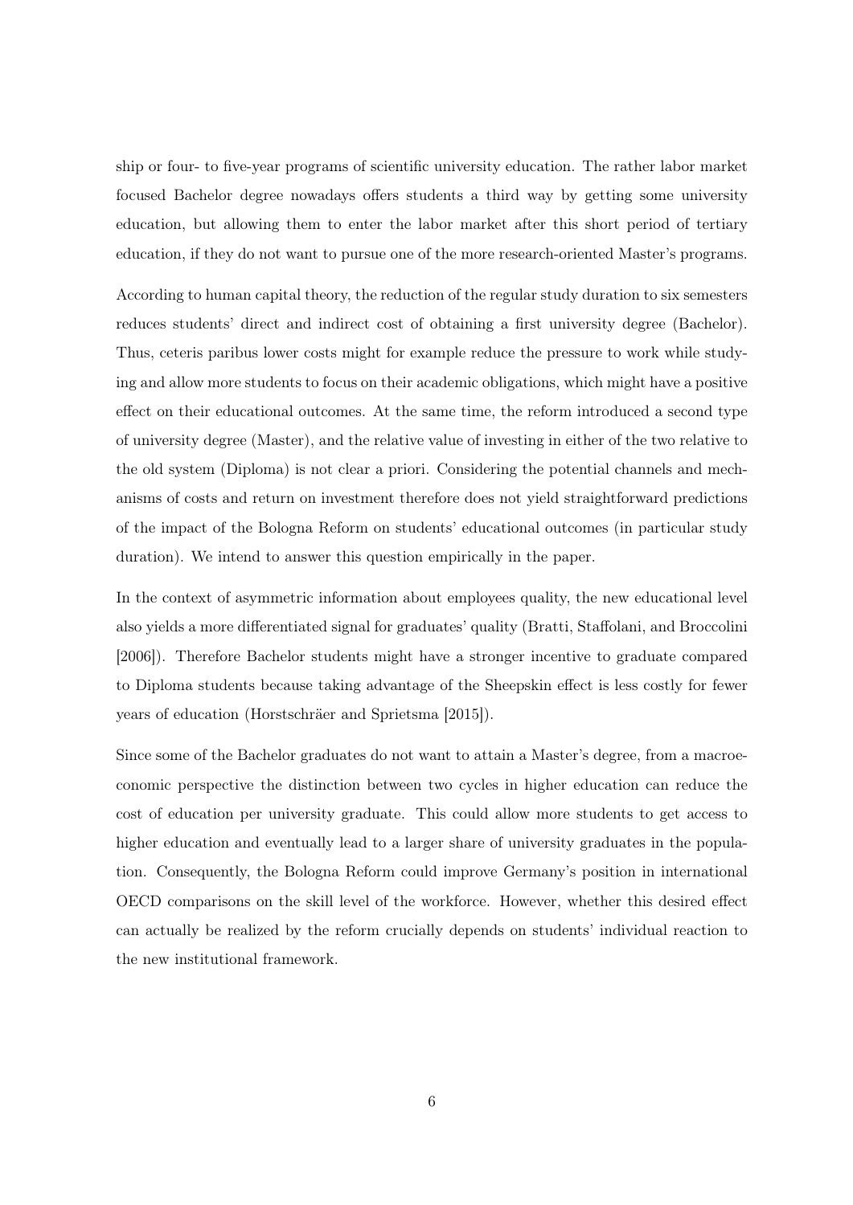ship or four- to five-year programs of scientific university education. The rather labor market focused Bachelor degree nowadays offers students a third way by getting some university education, but allowing them to enter the labor market after this short period of tertiary education, if they do not want to pursue one of the more research-oriented Master's programs.

According to human capital theory, the reduction of the regular study duration to six semesters reduces students' direct and indirect cost of obtaining a first university degree (Bachelor). Thus, ceteris paribus lower costs might for example reduce the pressure to work while studying and allow more students to focus on their academic obligations, which might have a positive effect on their educational outcomes. At the same time, the reform introduced a second type of university degree (Master), and the relative value of investing in either of the two relative to the old system (Diploma) is not clear a priori. Considering the potential channels and mechanisms of costs and return on investment therefore does not yield straightforward predictions of the impact of the Bologna Reform on students' educational outcomes (in particular study duration). We intend to answer this question empirically in the paper.

In the context of asymmetric information about employees quality, the new educational level also yields a more differentiated signal for graduates' quality (Bratti, Staffolani, and Broccolini [2006]). Therefore Bachelor students might have a stronger incentive to graduate compared to Diploma students because taking advantage of the Sheepskin effect is less costly for fewer years of education (Horstschräer and Sprietsma [2015]).

Since some of the Bachelor graduates do not want to attain a Master's degree, from a macroeconomic perspective the distinction between two cycles in higher education can reduce the cost of education per university graduate. This could allow more students to get access to higher education and eventually lead to a larger share of university graduates in the population. Consequently, the Bologna Reform could improve Germany's position in international OECD comparisons on the skill level of the workforce. However, whether this desired effect can actually be realized by the reform crucially depends on students' individual reaction to the new institutional framework.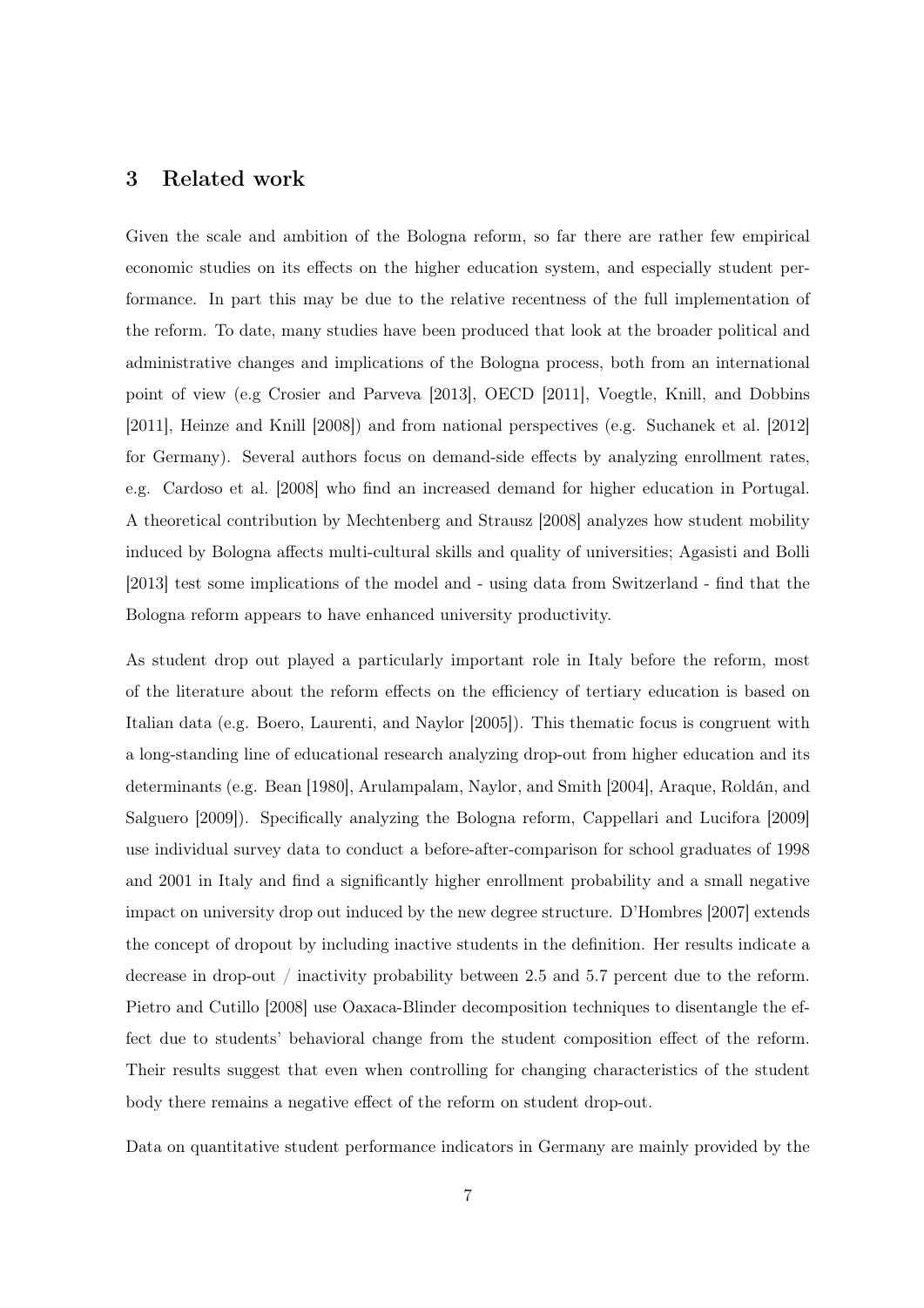## 3 Related work

Given the scale and ambition of the Bologna reform, so far there are rather few empirical economic studies on its effects on the higher education system, and especially student performance. In part this may be due to the relative recentness of the full implementation of the reform. To date, many studies have been produced that look at the broader political and administrative changes and implications of the Bologna process, both from an international point of view (e.g Crosier and Parveva [2013], OECD [2011], Voegtle, Knill, and Dobbins [2011], Heinze and Knill [2008]) and from national perspectives (e.g. Suchanek et al. [2012] for Germany). Several authors focus on demand-side effects by analyzing enrollment rates, e.g. Cardoso et al. [2008] who find an increased demand for higher education in Portugal. A theoretical contribution by Mechtenberg and Strausz [2008] analyzes how student mobility induced by Bologna affects multi-cultural skills and quality of universities; Agasisti and Bolli [2013] test some implications of the model and - using data from Switzerland - find that the Bologna reform appears to have enhanced university productivity.

As student drop out played a particularly important role in Italy before the reform, most of the literature about the reform effects on the efficiency of tertiary education is based on Italian data (e.g. Boero, Laurenti, and Naylor [2005]). This thematic focus is congruent with a long-standing line of educational research analyzing drop-out from higher education and its determinants (e.g. Bean [1980], Arulampalam, Naylor, and Smith [2004], Araque, Roldán, and Salguero [2009]). Specifically analyzing the Bologna reform, Cappellari and Lucifora [2009] use individual survey data to conduct a before-after-comparison for school graduates of 1998 and 2001 in Italy and find a significantly higher enrollment probability and a small negative impact on university drop out induced by the new degree structure. D'Hombres [2007] extends the concept of dropout by including inactive students in the definition. Her results indicate a decrease in drop-out / inactivity probability between 2.5 and 5.7 percent due to the reform. Pietro and Cutillo [2008] use Oaxaca-Blinder decomposition techniques to disentangle the effect due to students' behavioral change from the student composition effect of the reform. Their results suggest that even when controlling for changing characteristics of the student body there remains a negative effect of the reform on student drop-out.

Data on quantitative student performance indicators in Germany are mainly provided by the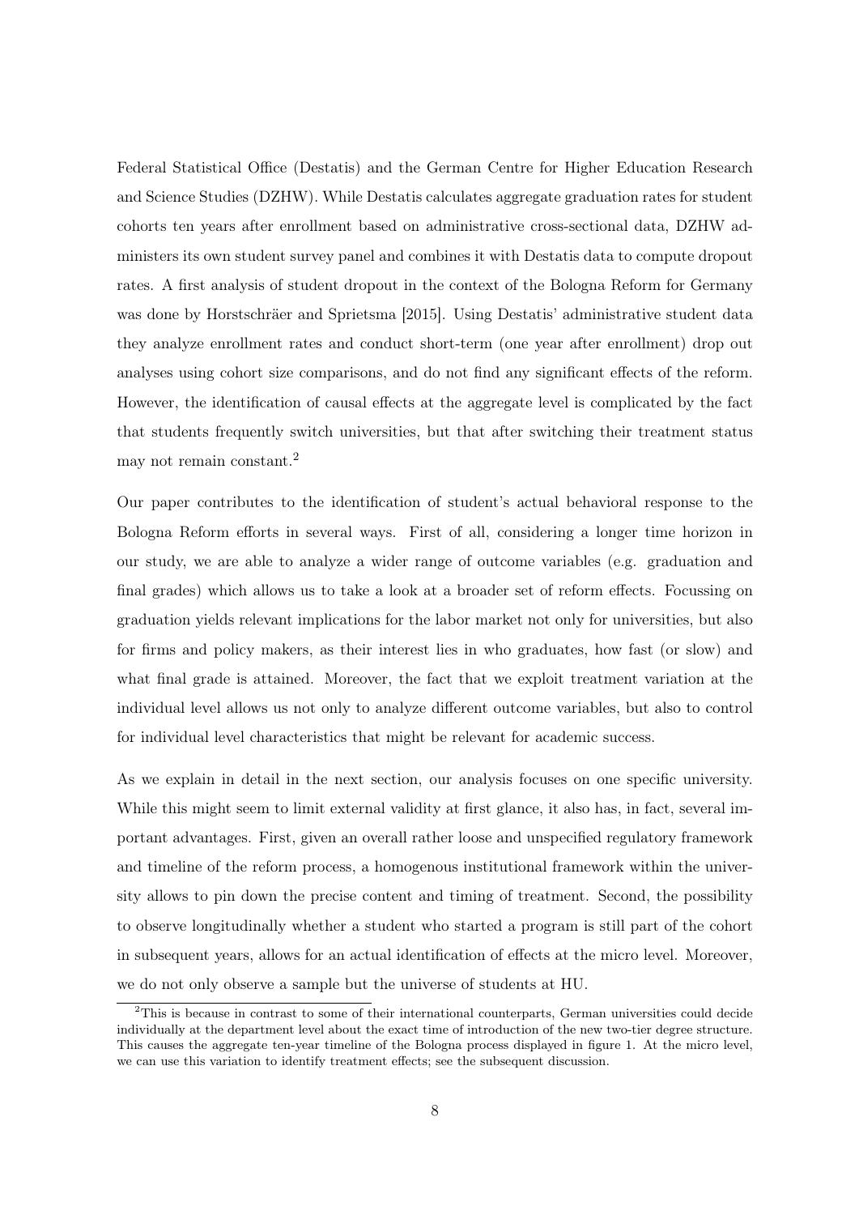Federal Statistical Office (Destatis) and the German Centre for Higher Education Research and Science Studies (DZHW). While Destatis calculates aggregate graduation rates for student cohorts ten years after enrollment based on administrative cross-sectional data, DZHW administers its own student survey panel and combines it with Destatis data to compute dropout rates. A first analysis of student dropout in the context of the Bologna Reform for Germany was done by Horstschräer and Sprietsma [2015]. Using Destatis' administrative student data they analyze enrollment rates and conduct short-term (one year after enrollment) drop out analyses using cohort size comparisons, and do not find any significant effects of the reform. However, the identification of causal effects at the aggregate level is complicated by the fact that students frequently switch universities, but that after switching their treatment status may not remain constant.[2]

Our paper contributes to the identification of student's actual behavioral response to the Bologna Reform efforts in several ways. First of all, considering a longer time horizon in our study, we are able to analyze a wider range of outcome variables (e.g. graduation and final grades) which allows us to take a look at a broader set of reform effects. Focussing on graduation yields relevant implications for the labor market not only for universities, but also for firms and policy makers, as their interest lies in who graduates, how fast (or slow) and what final grade is attained. Moreover, the fact that we exploit treatment variation at the individual level allows us not only to analyze different outcome variables, but also to control for individual level characteristics that might be relevant for academic success.

As we explain in detail in the next section, our analysis focuses on one specific university. While this might seem to limit external validity at first glance, it also has, in fact, several important advantages. First, given an overall rather loose and unspecified regulatory framework and timeline of the reform process, a homogenous institutional framework within the university allows to pin down the precise content and timing of treatment. Second, the possibility to observe longitudinally whether a student who started a program is still part of the cohort in subsequent years, allows for an actual identification of effects at the micro level. Moreover, we do not only observe a sample but the universe of students at HU.

[2] This is because in contrast to some of their international counterparts, German universities could decide individually at the department level about the exact time of introduction of the new two-tier degree structure. This causes the aggregate ten-year timeline of the Bologna process displayed in figure 1. At the micro level, we can use this variation to identify treatment effects; see the subsequent discussion.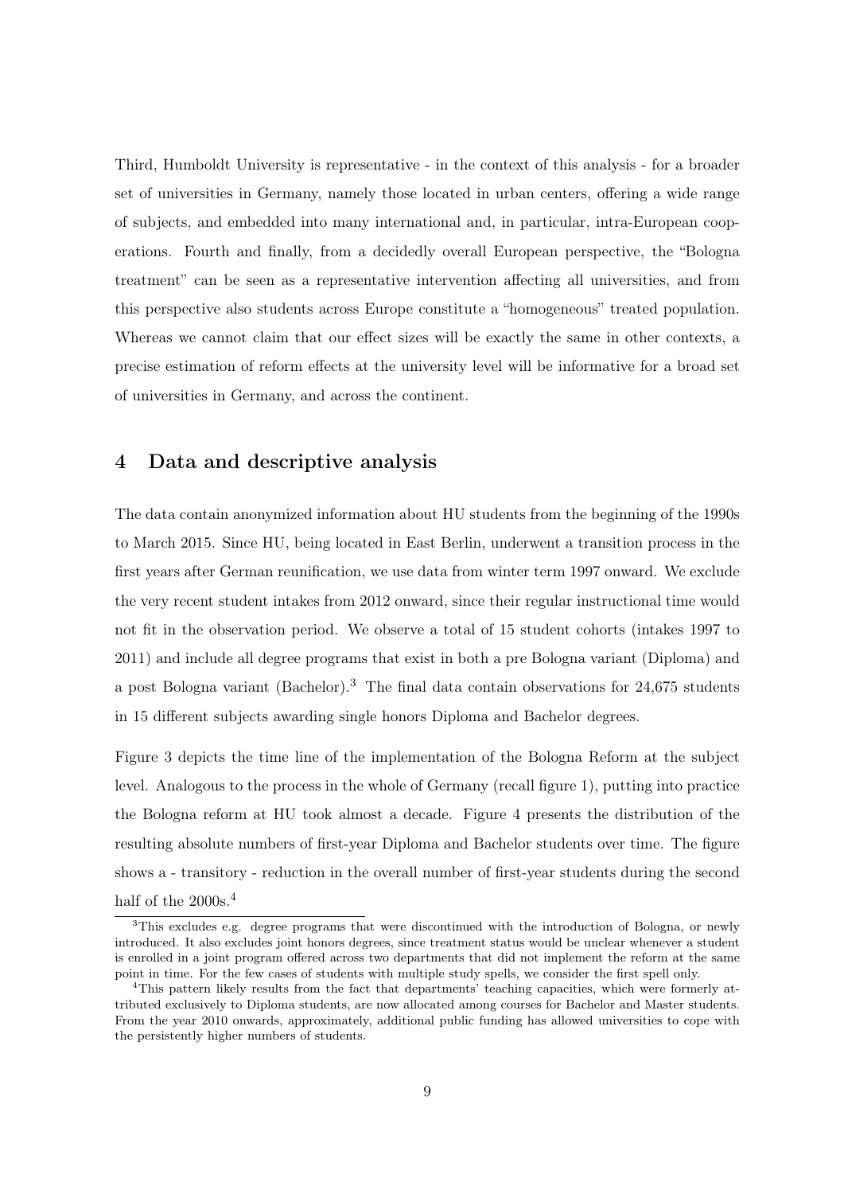Third, Humboldt University is representative - in the context of this analysis - for a broader set of universities in Germany, namely those located in urban centers, offering a wide range of subjects, and embedded into many international and, in particular, intra-European cooperations. Fourth and finally, from a decidedly overall European perspective, the "Bologna treatment" can be seen as a representative intervention affecting all universities, and from this perspective also students across Europe constitute a "homogeneous" treated population. Whereas we cannot claim that our effect sizes will be exactly the same in other contexts, a precise estimation of reform effects at the university level will be informative for a broad set of universities in Germany, and across the continent.

## 4 Data and descriptive analysis

The data contain anonymized information about HU students from the beginning of the 1990s to March 2015. Since HU, being located in East Berlin, underwent a transition process in the first years after German reunification, we use data from winter term 1997 onward. We exclude the very recent student intakes from 2012 onward, since their regular instructional time would not fit in the observation period. We observe a total of 15 student cohorts (intakes 1997 to 2011) and include all degree programs that exist in both a pre Bologna variant (Diploma) and a post Bologna variant (Bachelor).[3] The final data contain observations for 24,675 students in 15 different subjects awarding single honors Diploma and Bachelor degrees.

Figure 3 depicts the time line of the implementation of the Bologna Reform at the subject level. Analogous to the process in the whole of Germany (recall figure 1), putting into practice the Bologna reform at HU took almost a decade. Figure 4 presents the distribution of the resulting absolute numbers of first-year Diploma and Bachelor students over time. The figure shows a - transitory - reduction in the overall number of first-year students during the second half of the 2000s.[4]

[3] This excludes e.g. degree programs that were discontinued with the introduction of Bologna, or newly introduced. It also excludes joint honors degrees, since treatment status would be unclear whenever a student is enrolled in a joint program offered across two departments that did not implement the reform at the same point in time. For the few cases of students with multiple study spells, we consider the first spell only.

[4] This pattern likely results from the fact that departments' teaching capacities, which were formerly attributed exclusively to Diploma students, are now allocated among courses for Bachelor and Master students. From the year 2010 onwards, approximately, additional public funding has allowed universities to cope with the persistently higher numbers of students.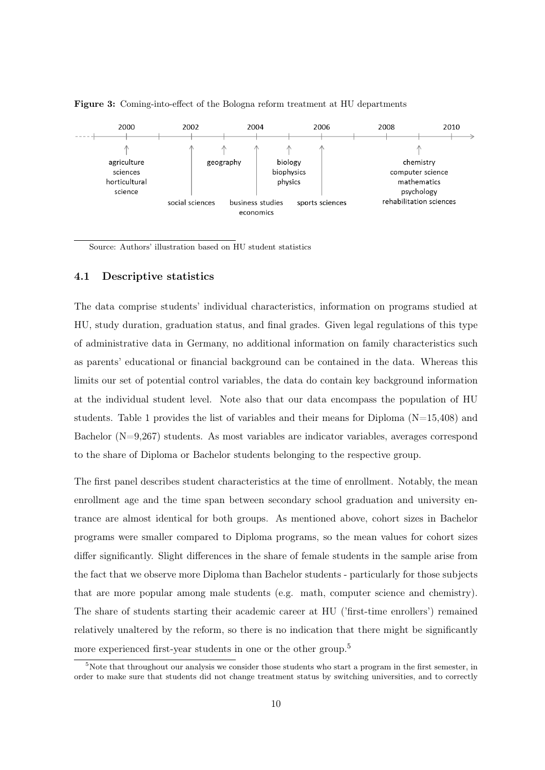**Figure 3:** Coming-into-effect of the Bologna reform treatment at HU departments

- 2000: agriculture sciences, horticultural science
- 2002: social sciences
- 2003: geography
- 2004: business studies, economics
- 2005: biology, biophysics, physics
- 2006: sports sciences
- 2009: chemistry, computer science, mathematics, psychology, rehabilitation sciences

Source: Authors' illustration based on HU student statistics

### 4.1 Descriptive statistics

The data comprise students' individual characteristics, information on programs studied at HU, study duration, graduation status, and final grades. Given legal regulations of this type of administrative data in Germany, no additional information on family characteristics such as parents' educational or financial background can be contained in the data. Whereas this limits our set of potential control variables, the data do contain key background information at the individual student level. Note also that our data encompass the population of HU students. Table 1 provides the list of variables and their means for Diploma (N=15,408) and Bachelor (N=9,267) students. As most variables are indicator variables, averages correspond to the share of Diploma or Bachelor students belonging to the respective group.

The first panel describes student characteristics at the time of enrollment. Notably, the mean enrollment age and the time span between secondary school graduation and university entrance are almost identical for both groups. As mentioned above, cohort sizes in Bachelor programs were smaller compared to Diploma programs, so the mean values for cohort sizes differ significantly. Slight differences in the share of female students in the sample arise from the fact that we observe more Diploma than Bachelor students - particularly for those subjects that are more popular among male students (e.g. math, computer science and chemistry). The share of students starting their academic career at HU ('first-time enrollers') remained relatively unaltered by the reform, so there is no indication that there might be significantly more experienced first-year students in one or the other group.[5]

[5] Note that throughout our analysis we consider those students who start a program in the first semester, in order to make sure that students did not change treatment status by switching universities, and to correctly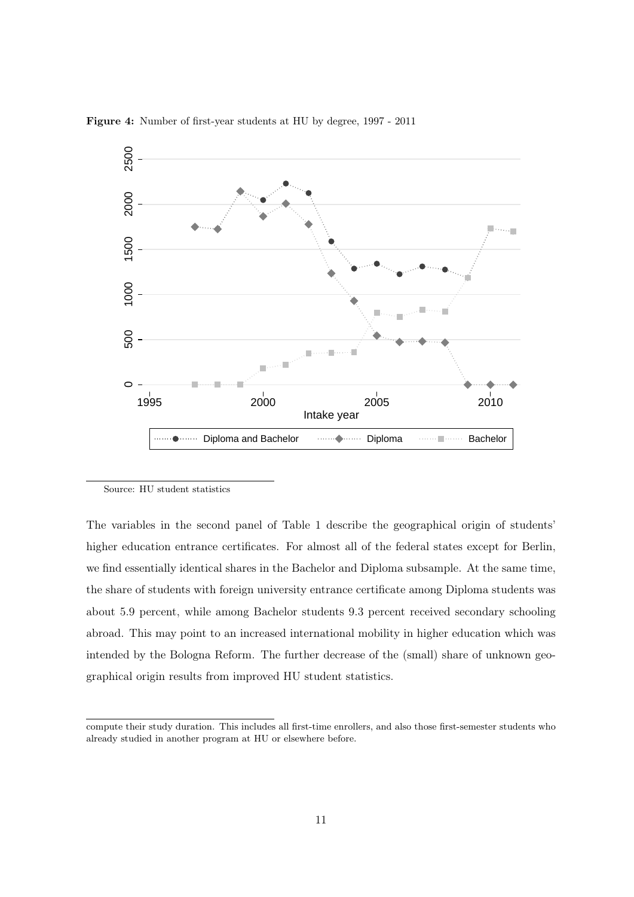**Figure 4:** Number of first-year students at HU by degree, 1997 - 2011

Source: HU student statistics

The variables in the second panel of Table 1 describe the geographical origin of students' higher education entrance certificates. For almost all of the federal states except for Berlin, we find essentially identical shares in the Bachelor and Diploma subsample. At the same time, the share of students with foreign university entrance certificate among Diploma students was about 5.9 percent, while among Bachelor students 9.3 percent received secondary schooling abroad. This may point to an increased international mobility in higher education which was intended by the Bologna Reform. The further decrease of the (small) share of unknown geographical origin results from improved HU student statistics.

compute their study duration. This includes all first-time enrollers, and also those first-semester students who already studied in another program at HU or elsewhere before.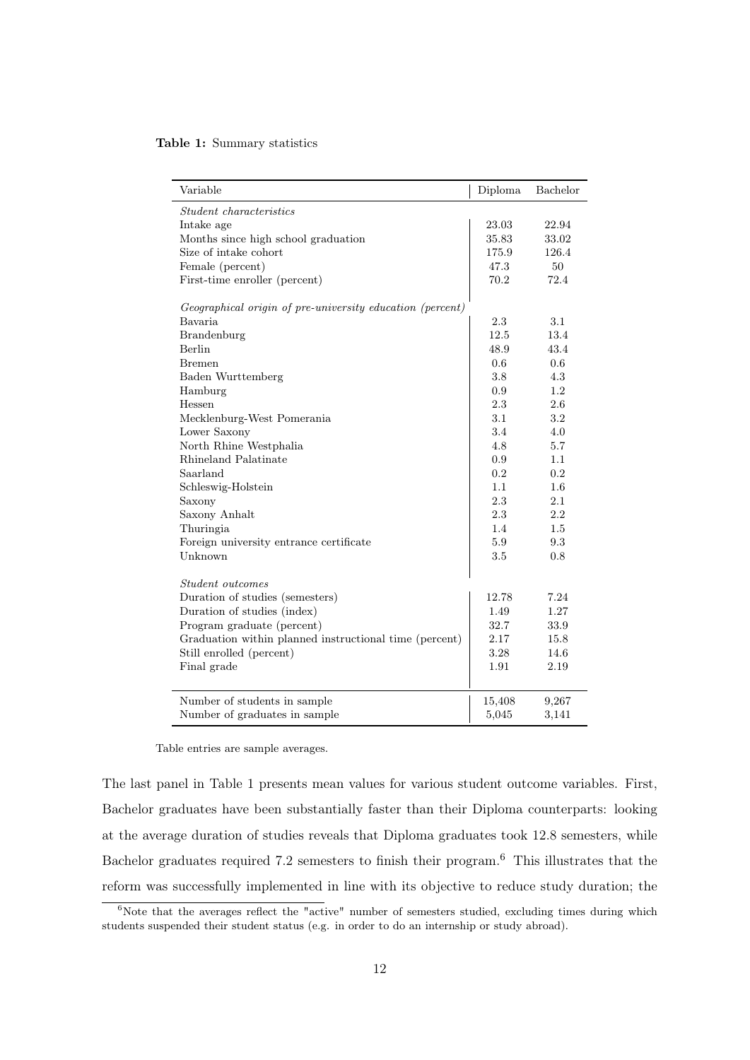**Table 1:** Summary statistics

| Variable | Diploma | Bachelor |
|---|---|---|
| *Student characteristics* | | |
| Intake age | 23.03 | 22.94 |
| Months since high school graduation | 35.83 | 33.02 |
| Size of intake cohort | 175.9 | 126.4 |
| Female (percent) | 47.3 | 50 |
| First-time enroller (percent) | 70.2 | 72.4 |
| *Geographical origin of pre-university education (percent)* | | |
| Bavaria | 2.3 | 3.1 |
| Brandenburg | 12.5 | 13.4 |
| Berlin | 48.9 | 43.4 |
| Bremen | 0.6 | 0.6 |
| Baden Wurttemberg | 3.8 | 4.3 |
| Hamburg | 0.9 | 1.2 |
| Hessen | 2.3 | 2.6 |
| Mecklenburg-West Pomerania | 3.1 | 3.2 |
| Lower Saxony | 3.4 | 4.0 |
| North Rhine Westphalia | 4.8 | 5.7 |
| Rhineland Palatinate | 0.9 | 1.1 |
| Saarland | 0.2 | 0.2 |
| Schleswig-Holstein | 1.1 | 1.6 |
| Saxony | 2.3 | 2.1 |
| Saxony Anhalt | 2.3 | 2.2 |
| Thuringia | 1.4 | 1.5 |
| Foreign university entrance certificate | 5.9 | 9.3 |
| Unknown | 3.5 | 0.8 |
| *Student outcomes* | | |
| Duration of studies (semesters) | 12.78 | 7.24 |
| Duration of studies (index) | 1.49 | 1.27 |
| Program graduate (percent) | 32.7 | 33.9 |
| Graduation within planned instructional time (percent) | 2.17 | 15.8 |
| Still enrolled (percent) | 3.28 | 14.6 |
| Final grade | 1.91 | 2.19 |
| Number of students in sample | 15,408 | 9,267 |
| Number of graduates in sample | 5,045 | 3,141 |

Table entries are sample averages.

The last panel in Table 1 presents mean values for various student outcome variables. First, Bachelor graduates have been substantially faster than their Diploma counterparts: looking at the average duration of studies reveals that Diploma graduates took 12.8 semesters, while Bachelor graduates required 7.2 semesters to finish their program.[6] This illustrates that the reform was successfully implemented in line with its objective to reduce study duration; the

[6] Note that the averages reflect the "active" number of semesters studied, excluding times during which students suspended their student status (e.g. in order to do an internship or study abroad).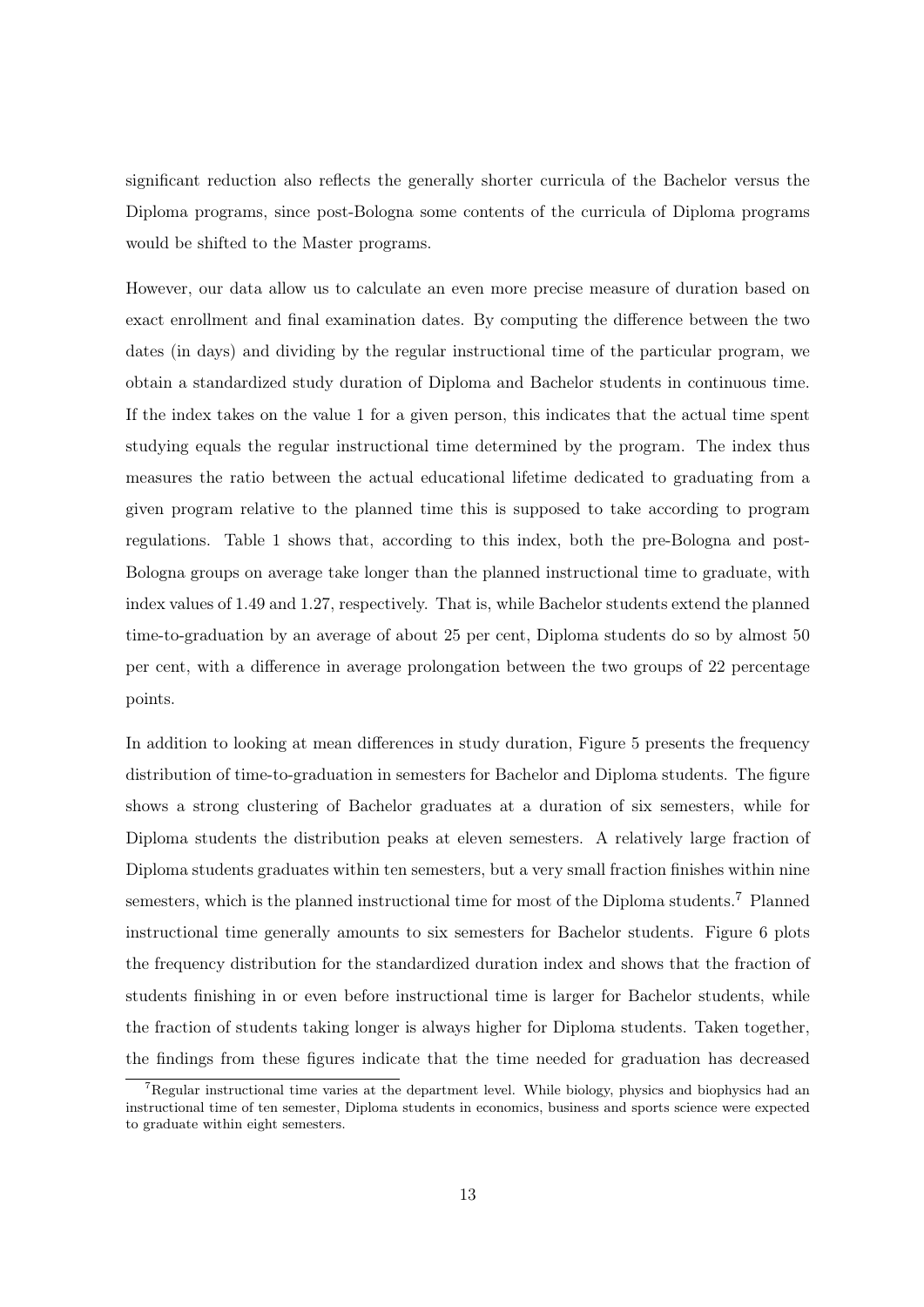significant reduction also reflects the generally shorter curricula of the Bachelor versus the Diploma programs, since post-Bologna some contents of the curricula of Diploma programs would be shifted to the Master programs.

However, our data allow us to calculate an even more precise measure of duration based on exact enrollment and final examination dates. By computing the difference between the two dates (in days) and dividing by the regular instructional time of the particular program, we obtain a standardized study duration of Diploma and Bachelor students in continuous time. If the index takes on the value 1 for a given person, this indicates that the actual time spent studying equals the regular instructional time determined by the program. The index thus measures the ratio between the actual educational lifetime dedicated to graduating from a given program relative to the planned time this is supposed to take according to program regulations. Table 1 shows that, according to this index, both the pre-Bologna and post-Bologna groups on average take longer than the planned instructional time to graduate, with index values of 1.49 and 1.27, respectively. That is, while Bachelor students extend the planned time-to-graduation by an average of about 25 per cent, Diploma students do so by almost 50 per cent, with a difference in average prolongation between the two groups of 22 percentage points.

In addition to looking at mean differences in study duration, Figure 5 presents the frequency distribution of time-to-graduation in semesters for Bachelor and Diploma students. The figure shows a strong clustering of Bachelor graduates at a duration of six semesters, while for Diploma students the distribution peaks at eleven semesters. A relatively large fraction of Diploma students graduates within ten semesters, but a very small fraction finishes within nine semesters, which is the planned instructional time for most of the Diploma students.[7] Planned instructional time generally amounts to six semesters for Bachelor students. Figure 6 plots the frequency distribution for the standardized duration index and shows that the fraction of students finishing in or even before instructional time is larger for Bachelor students, while the fraction of students taking longer is always higher for Diploma students. Taken together, the findings from these figures indicate that the time needed for graduation has decreased

[7] Regular instructional time varies at the department level. While biology, physics and biophysics had an instructional time of ten semester, Diploma students in economics, business and sports science were expected to graduate within eight semesters.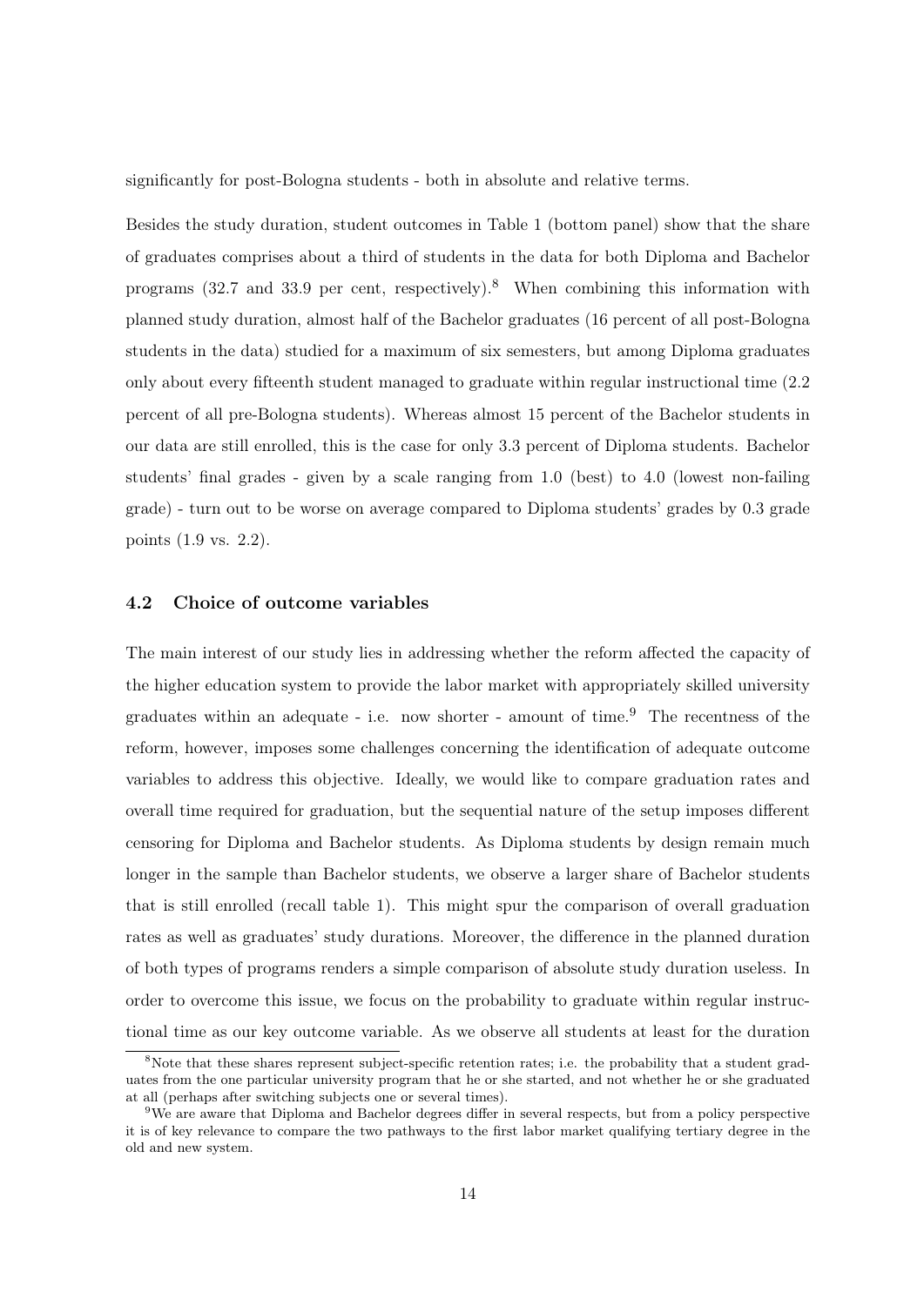significantly for post-Bologna students - both in absolute and relative terms.

Besides the study duration, student outcomes in Table 1 (bottom panel) show that the share of graduates comprises about a third of students in the data for both Diploma and Bachelor programs (32.7 and 33.9 per cent, respectively).[8] When combining this information with planned study duration, almost half of the Bachelor graduates (16 percent of all post-Bologna students in the data) studied for a maximum of six semesters, but among Diploma graduates only about every fifteenth student managed to graduate within regular instructional time (2.2 percent of all pre-Bologna students). Whereas almost 15 percent of the Bachelor students in our data are still enrolled, this is the case for only 3.3 percent of Diploma students. Bachelor students' final grades - given by a scale ranging from 1.0 (best) to 4.0 (lowest non-failing grade) - turn out to be worse on average compared to Diploma students' grades by 0.3 grade points (1.9 vs. 2.2).

### 4.2 Choice of outcome variables

The main interest of our study lies in addressing whether the reform affected the capacity of the higher education system to provide the labor market with appropriately skilled university graduates within an adequate - i.e. now shorter - amount of time.[9] The recentness of the reform, however, imposes some challenges concerning the identification of adequate outcome variables to address this objective. Ideally, we would like to compare graduation rates and overall time required for graduation, but the sequential nature of the setup imposes different censoring for Diploma and Bachelor students. As Diploma students by design remain much longer in the sample than Bachelor students, we observe a larger share of Bachelor students that is still enrolled (recall table 1). This might spur the comparison of overall graduation rates as well as graduates' study durations. Moreover, the difference in the planned duration of both types of programs renders a simple comparison of absolute study duration useless. In order to overcome this issue, we focus on the probability to graduate within regular instructional time as our key outcome variable. As we observe all students at least for the duration

[8] Note that these shares represent subject-specific retention rates; i.e. the probability that a student graduates from the one particular university program that he or she started, and not whether he or she graduated at all (perhaps after switching subjects one or several times).

[9] We are aware that Diploma and Bachelor degrees differ in several respects, but from a policy perspective it is of key relevance to compare the two pathways to the first labor market qualifying tertiary degree in the old and new system.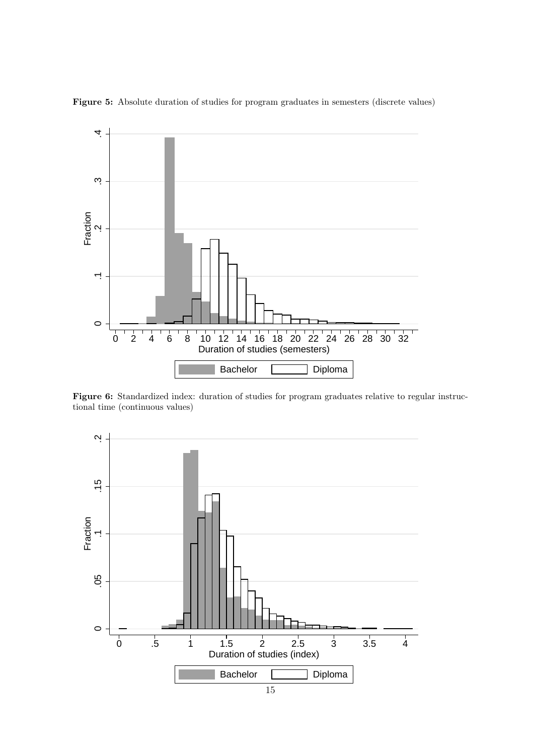**Figure 5:** Absolute duration of studies for program graduates in semesters (discrete values)

**Figure 6:** Standardized index: duration of studies for program graduates relative to regular instructional time (continuous values)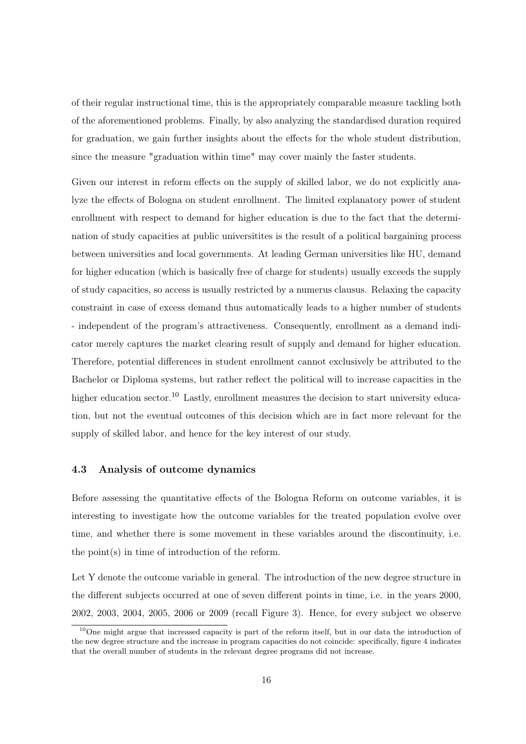of their regular instructional time, this is the appropriately comparable measure tackling both of the aforementioned problems. Finally, by also analyzing the standardised duration required for graduation, we gain further insights about the effects for the whole student distribution, since the measure "graduation within time" may cover mainly the faster students.

Given our interest in reform effects on the supply of skilled labor, we do not explicitly analyze the effects of Bologna on student enrollment. The limited explanatory power of student enrollment with respect to demand for higher education is due to the fact that the determination of study capacities at public universitites is the result of a political bargaining process between universities and local governments. At leading German universities like HU, demand for higher education (which is basically free of charge for students) usually exceeds the supply of study capacities, so access is usually restricted by a numerus clausus. Relaxing the capacity constraint in case of excess demand thus automatically leads to a higher number of students - independent of the program's attractiveness. Consequently, enrollment as a demand indicator merely captures the market clearing result of supply and demand for higher education. Therefore, potential differences in student enrollment cannot exclusively be attributed to the Bachelor or Diploma systems, but rather reflect the political will to increase capacities in the higher education sector.[10] Lastly, enrollment measures the decision to start university education, but not the eventual outcomes of this decision which are in fact more relevant for the supply of skilled labor, and hence for the key interest of our study.

### 4.3 Analysis of outcome dynamics

Before assessing the quantitative effects of the Bologna Reform on outcome variables, it is interesting to investigate how the outcome variables for the treated population evolve over time, and whether there is some movement in these variables around the discontinuity, i.e. the point(s) in time of introduction of the reform.

Let Y denote the outcome variable in general. The introduction of the new degree structure in the different subjects occurred at one of seven different points in time, i.e. in the years 2000, 2002, 2003, 2004, 2005, 2006 or 2009 (recall Figure 3). Hence, for every subject we observe

[10] One might argue that increased capacity is part of the reform itself, but in our data the introduction of the new degree structure and the increase in program capacities do not coincide: specifically, figure 4 indicates that the overall number of students in the relevant degree programs did not increase.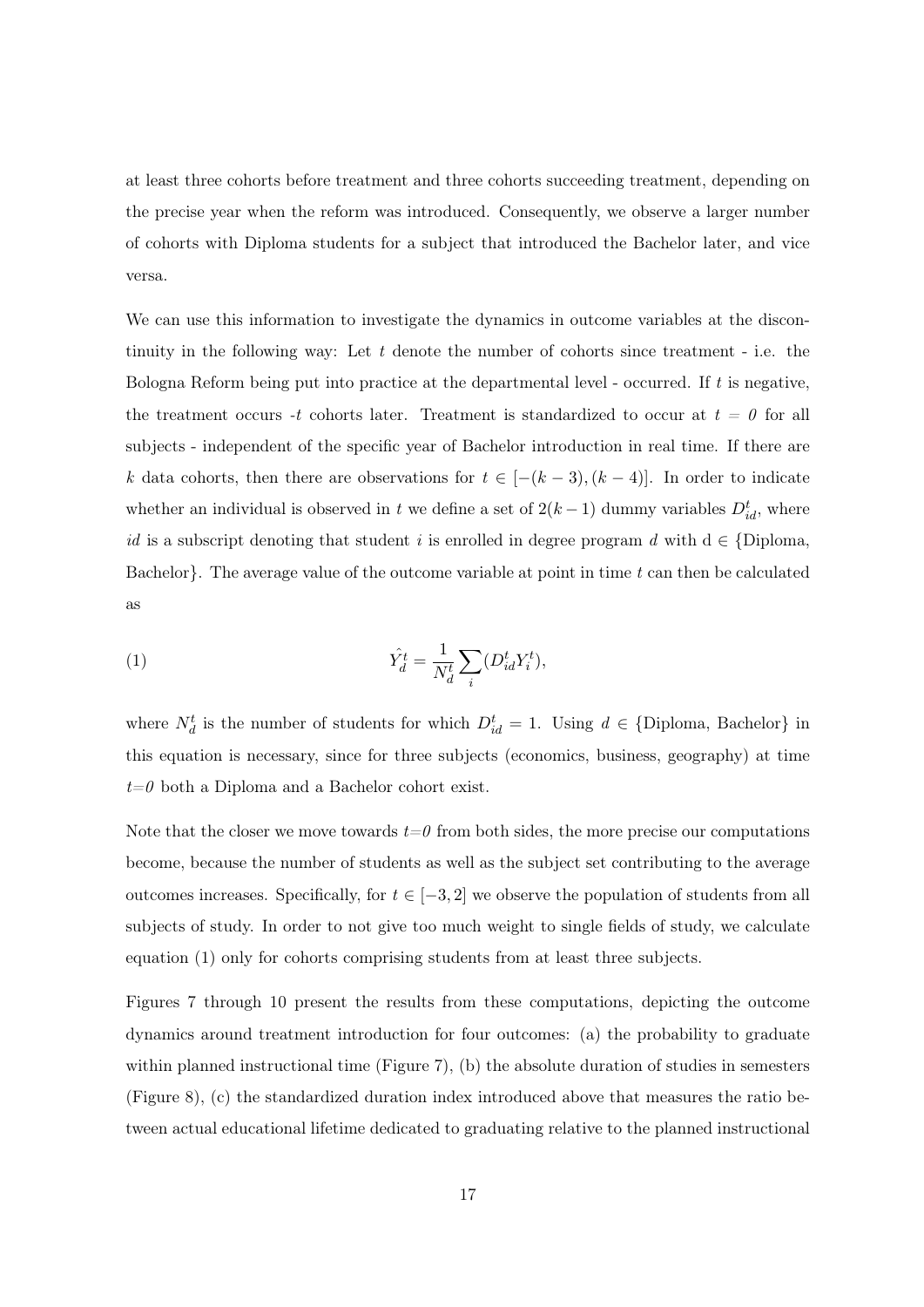at least three cohorts before treatment and three cohorts succeeding treatment, depending on the precise year when the reform was introduced. Consequently, we observe a larger number of cohorts with Diploma students for a subject that introduced the Bachelor later, and vice versa.

We can use this information to investigate the dynamics in outcome variables at the discontinuity in the following way: Let $t$ denote the number of cohorts since treatment - i.e. the Bologna Reform being put into practice at the departmental level - occurred. If $t$ is negative, the treatment occurs $-t$ cohorts later. Treatment is standardized to occur at $t = 0$ for all subjects - independent of the specific year of Bachelor introduction in real time. If there are $k$ data cohorts, then there are observations for $t \in [-(k-3), (k-4)]$. In order to indicate whether an individual is observed in $t$ we define a set of $2(k-1)$ dummy variables $D^t_{id}$, where $id$ is a subscript denoting that student $i$ is enrolled in degree program $d$ with d $\in$ {Diploma, Bachelor}. The average value of the outcome variable at point in time $t$ can then be calculated as

$$\hat{Y}^t_d = \frac{1}{N^t_d} \sum_i (D^t_{id} Y^t_i), \tag{1}$$

where $N^t_d$ is the number of students for which $D^t_{id} = 1$. Using $d \in$ {Diploma, Bachelor} in this equation is necessary, since for three subjects (economics, business, geography) at time $t=0$ both a Diploma and a Bachelor cohort exist.

Note that the closer we move towards $t=0$ from both sides, the more precise our computations become, because the number of students as well as the subject set contributing to the average outcomes increases. Specifically, for $t \in [-3, 2]$ we observe the population of students from all subjects of study. In order to not give too much weight to single fields of study, we calculate equation (1) only for cohorts comprising students from at least three subjects.

Figures 7 through 10 present the results from these computations, depicting the outcome dynamics around treatment introduction for four outcomes: (a) the probability to graduate within planned instructional time (Figure 7), (b) the absolute duration of studies in semesters (Figure 8), (c) the standardized duration index introduced above that measures the ratio between actual educational lifetime dedicated to graduating relative to the planned instructional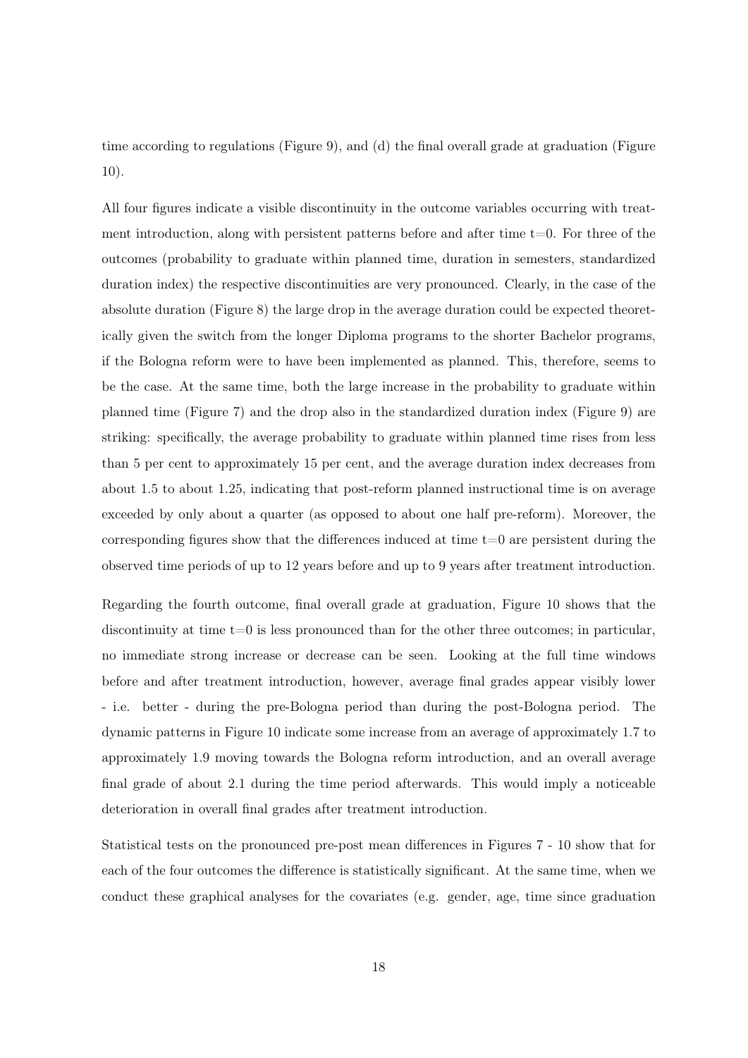time according to regulations (Figure 9), and (d) the final overall grade at graduation (Figure 10).

All four figures indicate a visible discontinuity in the outcome variables occurring with treatment introduction, along with persistent patterns before and after time t=0. For three of the outcomes (probability to graduate within planned time, duration in semesters, standardized duration index) the respective discontinuities are very pronounced. Clearly, in the case of the absolute duration (Figure 8) the large drop in the average duration could be expected theoretically given the switch from the longer Diploma programs to the shorter Bachelor programs, if the Bologna reform were to have been implemented as planned. This, therefore, seems to be the case. At the same time, both the large increase in the probability to graduate within planned time (Figure 7) and the drop also in the standardized duration index (Figure 9) are striking: specifically, the average probability to graduate within planned time rises from less than 5 per cent to approximately 15 per cent, and the average duration index decreases from about 1.5 to about 1.25, indicating that post-reform planned instructional time is on average exceeded by only about a quarter (as opposed to about one half pre-reform). Moreover, the corresponding figures show that the differences induced at time t=0 are persistent during the observed time periods of up to 12 years before and up to 9 years after treatment introduction.

Regarding the fourth outcome, final overall grade at graduation, Figure 10 shows that the discontinuity at time t=0 is less pronounced than for the other three outcomes; in particular, no immediate strong increase or decrease can be seen. Looking at the full time windows before and after treatment introduction, however, average final grades appear visibly lower - i.e. better - during the pre-Bologna period than during the post-Bologna period. The dynamic patterns in Figure 10 indicate some increase from an average of approximately 1.7 to approximately 1.9 moving towards the Bologna reform introduction, and an overall average final grade of about 2.1 during the time period afterwards. This would imply a noticeable deterioration in overall final grades after treatment introduction.

Statistical tests on the pronounced pre-post mean differences in Figures 7 - 10 show that for each of the four outcomes the difference is statistically significant. At the same time, when we conduct these graphical analyses for the covariates (e.g. gender, age, time since graduation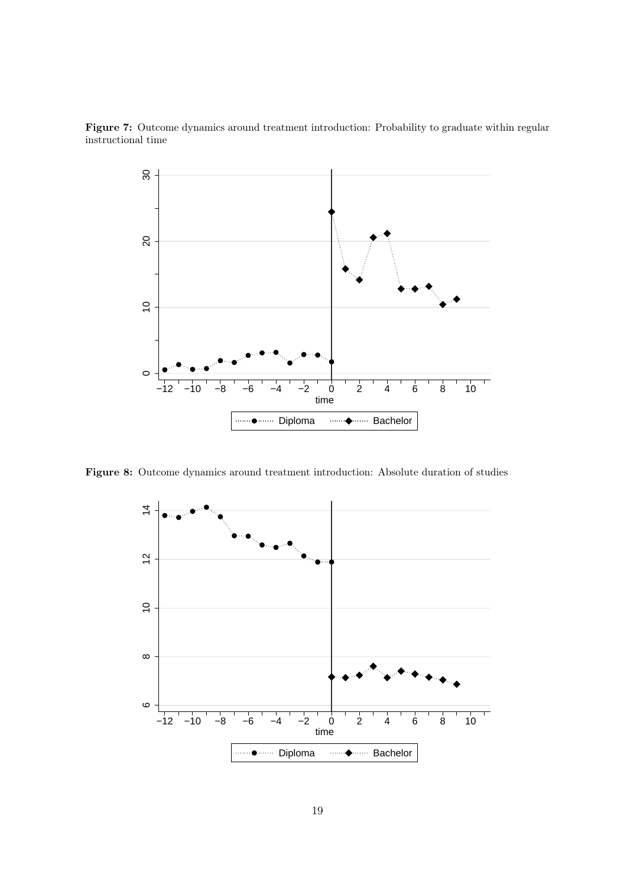**Figure 7:** Outcome dynamics around treatment introduction: Probability to graduate within regular instructional time

**Figure 8:** Outcome dynamics around treatment introduction: Absolute duration of studies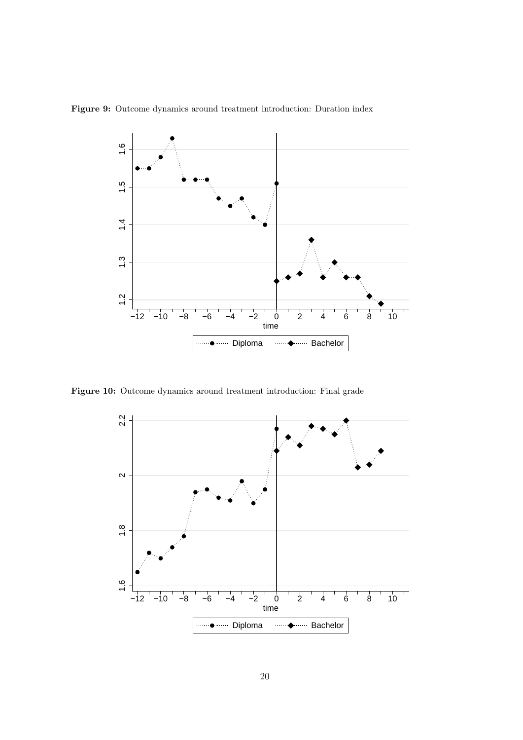**Figure 9:** Outcome dynamics around treatment introduction: Duration index

**Figure 10:** Outcome dynamics around treatment introduction: Final grade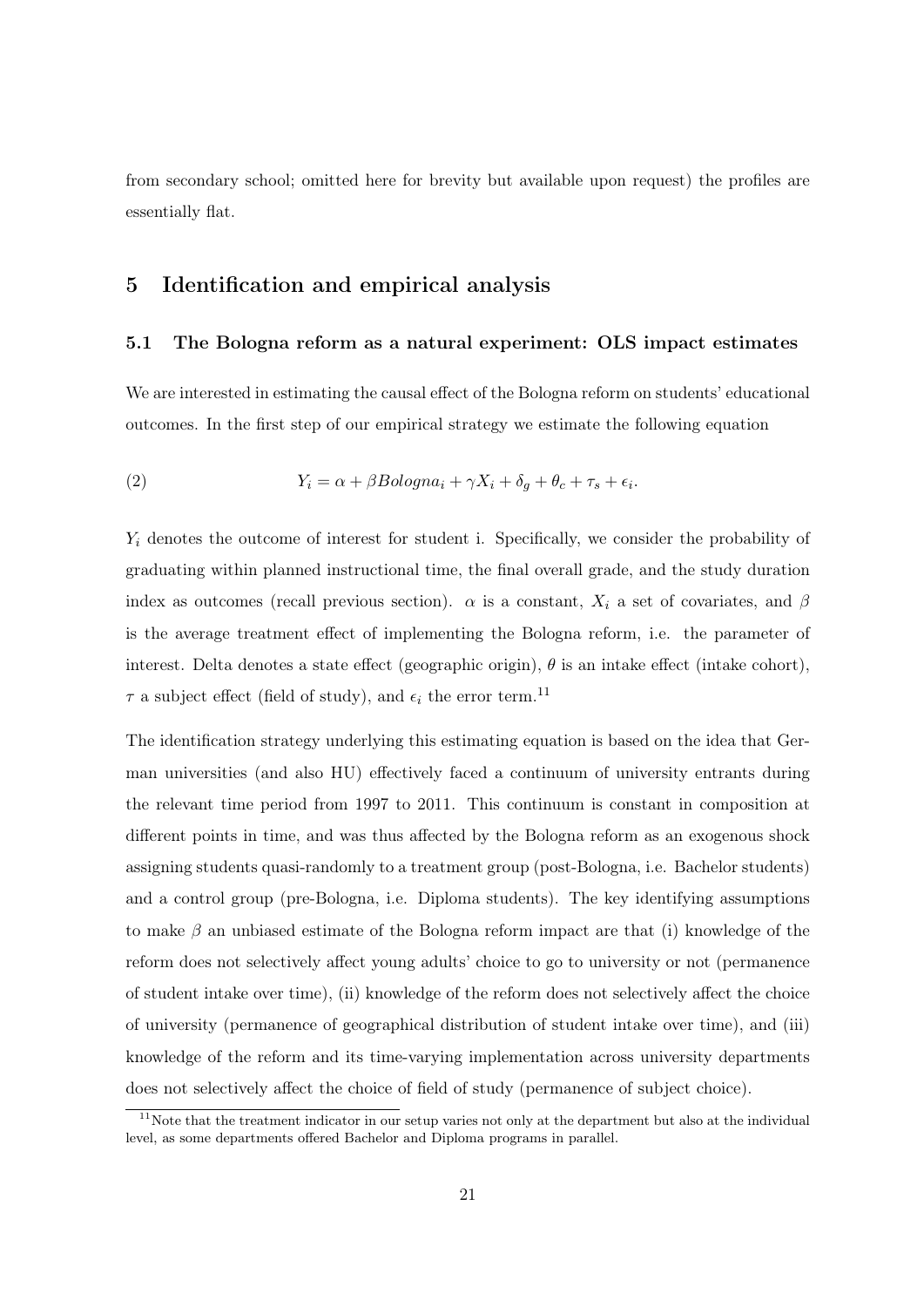from secondary school; omitted here for brevity but available upon request) the profiles are essentially flat.

# 5 Identification and empirical analysis

## 5.1 The Bologna reform as a natural experiment: OLS impact estimates

We are interested in estimating the causal effect of the Bologna reform on students' educational outcomes. In the first step of our empirical strategy we estimate the following equation

$$Y_i = \alpha + \beta Bologna_i + \gamma X_i + \delta_g + \theta_c + \tau_s + \epsilon_i. \tag{2}$$

$Y_i$ denotes the outcome of interest for student i. Specifically, we consider the probability of graduating within planned instructional time, the final overall grade, and the study duration index as outcomes (recall previous section). $\alpha$ is a constant, $X_i$ a set of covariates, and $\beta$ is the average treatment effect of implementing the Bologna reform, i.e. the parameter of interest. Delta denotes a state effect (geographic origin), $\theta$ is an intake effect (intake cohort), $\tau$ a subject effect (field of study), and $\epsilon_i$ the error term.[11]

The identification strategy underlying this estimating equation is based on the idea that German universities (and also HU) effectively faced a continuum of university entrants during the relevant time period from 1997 to 2011. This continuum is constant in composition at different points in time, and was thus affected by the Bologna reform as an exogenous shock assigning students quasi-randomly to a treatment group (post-Bologna, i.e. Bachelor students) and a control group (pre-Bologna, i.e. Diploma students). The key identifying assumptions to make $\beta$ an unbiased estimate of the Bologna reform impact are that (i) knowledge of the reform does not selectively affect young adults' choice to go to university or not (permanence of student intake over time), (ii) knowledge of the reform does not selectively affect the choice of university (permanence of geographical distribution of student intake over time), and (iii) knowledge of the reform and its time-varying implementation across university departments does not selectively affect the choice of field of study (permanence of subject choice).

[11] Note that the treatment indicator in our setup varies not only at the department but also at the individual level, as some departments offered Bachelor and Diploma programs in parallel.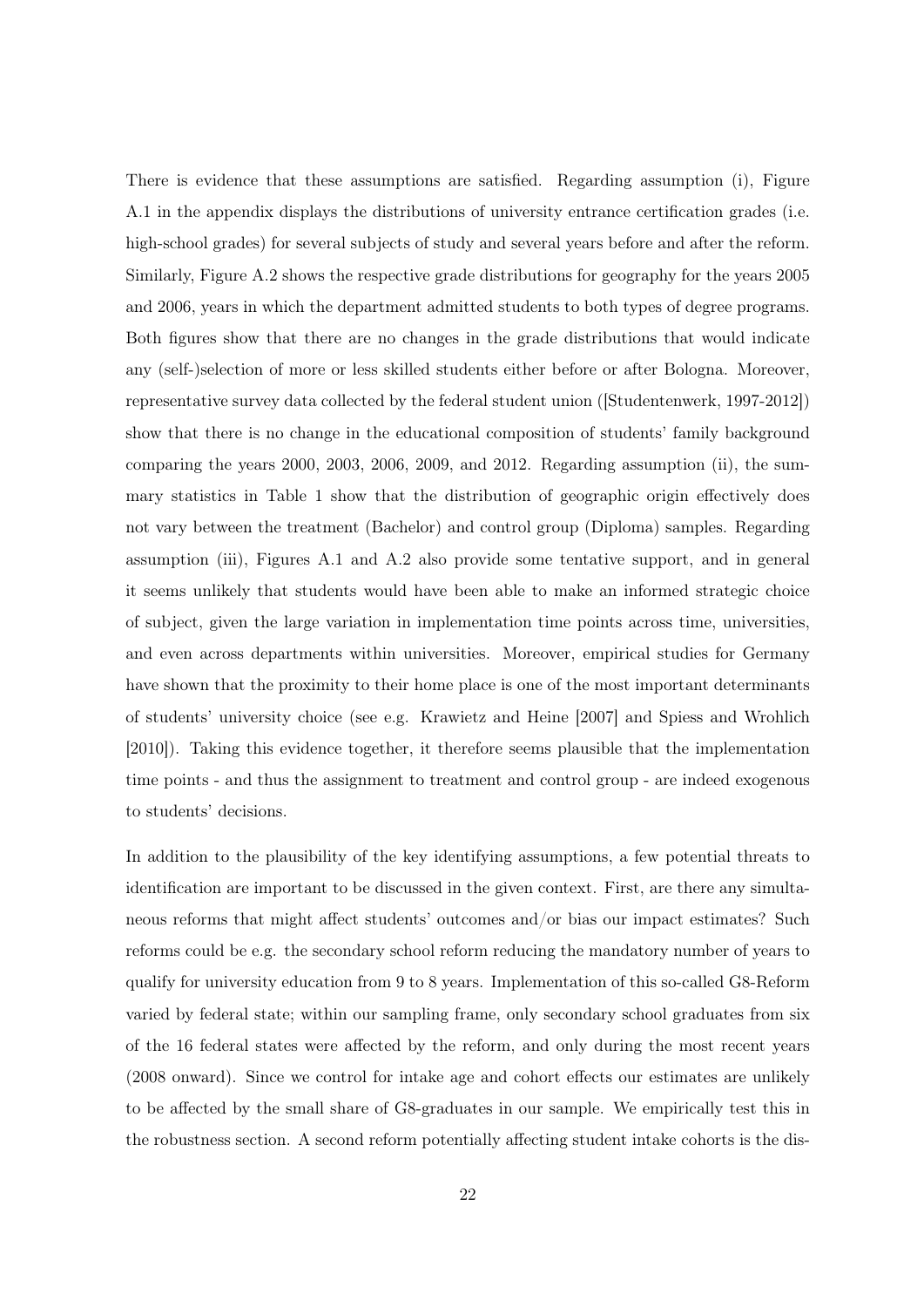There is evidence that these assumptions are satisfied. Regarding assumption (i), Figure A.1 in the appendix displays the distributions of university entrance certification grades (i.e. high-school grades) for several subjects of study and several years before and after the reform. Similarly, Figure A.2 shows the respective grade distributions for geography for the years 2005 and 2006, years in which the department admitted students to both types of degree programs. Both figures show that there are no changes in the grade distributions that would indicate any (self-)selection of more or less skilled students either before or after Bologna. Moreover, representative survey data collected by the federal student union ([Studentenwerk, 1997-2012]) show that there is no change in the educational composition of students' family background comparing the years 2000, 2003, 2006, 2009, and 2012. Regarding assumption (ii), the summary statistics in Table 1 show that the distribution of geographic origin effectively does not vary between the treatment (Bachelor) and control group (Diploma) samples. Regarding assumption (iii), Figures A.1 and A.2 also provide some tentative support, and in general it seems unlikely that students would have been able to make an informed strategic choice of subject, given the large variation in implementation time points across time, universities, and even across departments within universities. Moreover, empirical studies for Germany have shown that the proximity to their home place is one of the most important determinants of students' university choice (see e.g. Krawietz and Heine [2007] and Spiess and Wrohlich [2010]). Taking this evidence together, it therefore seems plausible that the implementation time points - and thus the assignment to treatment and control group - are indeed exogenous to students' decisions.

In addition to the plausibility of the key identifying assumptions, a few potential threats to identification are important to be discussed in the given context. First, are there any simultaneous reforms that might affect students' outcomes and/or bias our impact estimates? Such reforms could be e.g. the secondary school reform reducing the mandatory number of years to qualify for university education from 9 to 8 years. Implementation of this so-called G8-Reform varied by federal state; within our sampling frame, only secondary school graduates from six of the 16 federal states were affected by the reform, and only during the most recent years (2008 onward). Since we control for intake age and cohort effects our estimates are unlikely to be affected by the small share of G8-graduates in our sample. We empirically test this in the robustness section. A second reform potentially affecting student intake cohorts is the dis-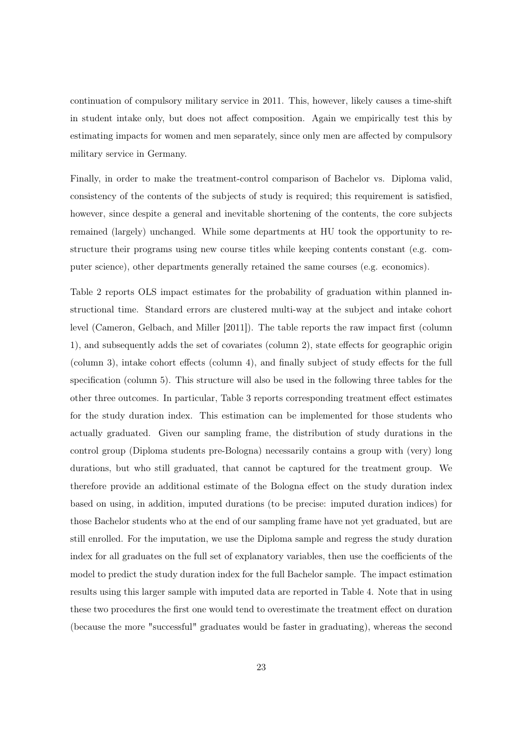continuation of compulsory military service in 2011. This, however, likely causes a time-shift in student intake only, but does not affect composition. Again we empirically test this by estimating impacts for women and men separately, since only men are affected by compulsory military service in Germany.

Finally, in order to make the treatment-control comparison of Bachelor vs. Diploma valid, consistency of the contents of the subjects of study is required; this requirement is satisfied, however, since despite a general and inevitable shortening of the contents, the core subjects remained (largely) unchanged. While some departments at HU took the opportunity to restructure their programs using new course titles while keeping contents constant (e.g. computer science), other departments generally retained the same courses (e.g. economics).

Table 2 reports OLS impact estimates for the probability of graduation within planned instructional time. Standard errors are clustered multi-way at the subject and intake cohort level (Cameron, Gelbach, and Miller [2011]). The table reports the raw impact first (column 1), and subsequently adds the set of covariates (column 2), state effects for geographic origin (column 3), intake cohort effects (column 4), and finally subject of study effects for the full specification (column 5). This structure will also be used in the following three tables for the other three outcomes. In particular, Table 3 reports corresponding treatment effect estimates for the study duration index. This estimation can be implemented for those students who actually graduated. Given our sampling frame, the distribution of study durations in the control group (Diploma students pre-Bologna) necessarily contains a group with (very) long durations, but who still graduated, that cannot be captured for the treatment group. We therefore provide an additional estimate of the Bologna effect on the study duration index based on using, in addition, imputed durations (to be precise: imputed duration indices) for those Bachelor students who at the end of our sampling frame have not yet graduated, but are still enrolled. For the imputation, we use the Diploma sample and regress the study duration index for all graduates on the full set of explanatory variables, then use the coefficients of the model to predict the study duration index for the full Bachelor sample. The impact estimation results using this larger sample with imputed data are reported in Table 4. Note that in using these two procedures the first one would tend to overestimate the treatment effect on duration (because the more "successful" graduates would be faster in graduating), whereas the second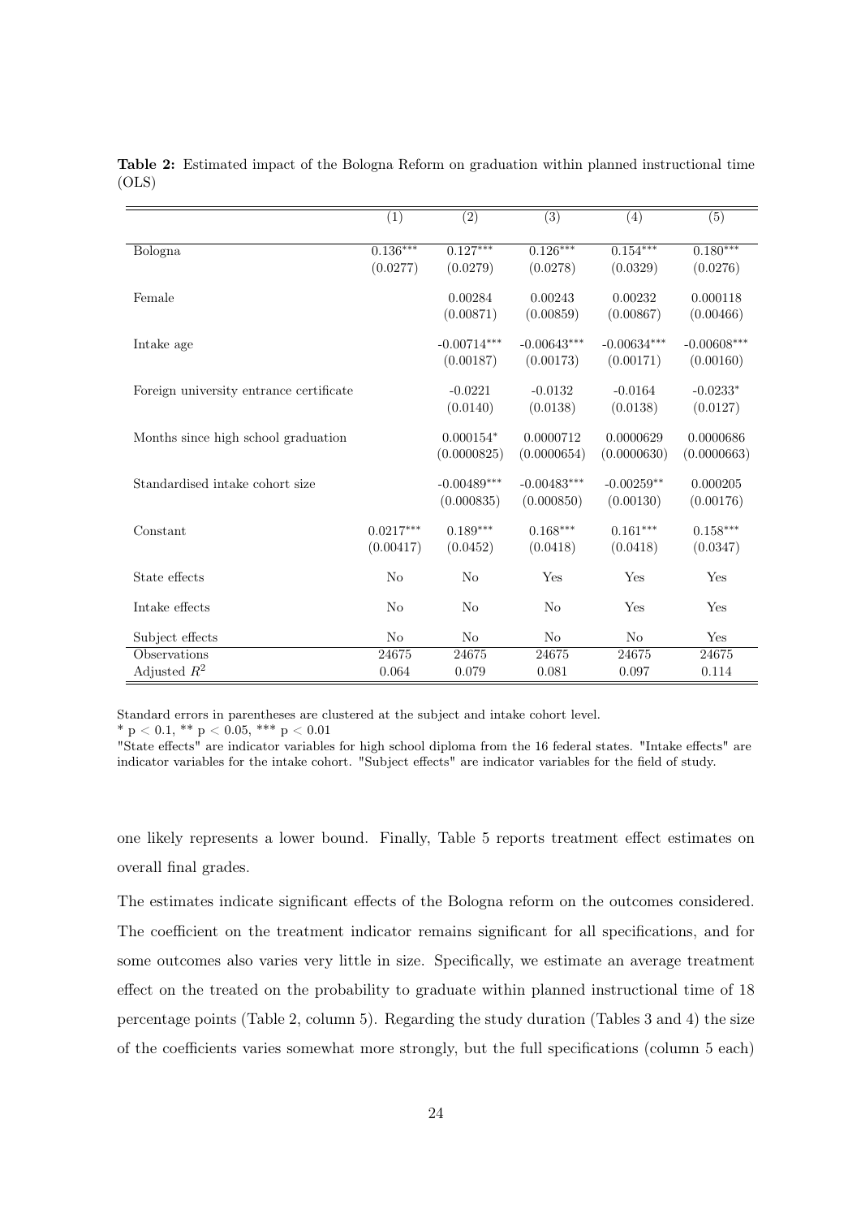**Table 2:** Estimated impact of the Bologna Reform on graduation within planned instructional time (OLS)

| | (1) | (2) | (3) | (4) | (5) |
|---|---|---|---|---|---|
| Bologna | 0.136*** | 0.127*** | 0.126*** | 0.154*** | 0.180*** |
| | (0.0277) | (0.0279) | (0.0278) | (0.0329) | (0.0276) |
| Female | | 0.00284 | 0.00243 | 0.00232 | 0.000118 |
| | | (0.00871) | (0.00859) | (0.00867) | (0.00466) |
| Intake age | | -0.00714*** | -0.00643*** | -0.00634*** | -0.00608*** |
| | | (0.00187) | (0.00173) | (0.00171) | (0.00160) |
| Foreign university entrance certificate | | -0.0221 | -0.0132 | -0.0164 | -0.0233* |
| | | (0.0140) | (0.0138) | (0.0138) | (0.0127) |
| Months since high school graduation | | 0.000154* | 0.0000712 | 0.0000629 | 0.0000686 |
| | | (0.0000825) | (0.0000654) | (0.0000630) | (0.0000663) |
| Standardised intake cohort size | | -0.00489*** | -0.00483*** | -0.00259** | 0.000205 |
| | | (0.000835) | (0.000850) | (0.00130) | (0.00176) |
| Constant | 0.0217*** | 0.189*** | 0.168*** | 0.161*** | 0.158*** |
| | (0.00417) | (0.0452) | (0.0418) | (0.0418) | (0.0347) |
| State effects | No | No | Yes | Yes | Yes |
| Intake effects | No | No | No | Yes | Yes |
| Subject effects | No | No | No | No | Yes |
| Observations | 24675 | 24675 | 24675 | 24675 | 24675 |
| Adjusted $R^2$ | 0.064 | 0.079 | 0.081 | 0.097 | 0.114 |

Standard errors in parentheses are clustered at the subject and intake cohort level.
* $p < 0.1$, ** $p < 0.05$, *** $p < 0.01$
"State effects" are indicator variables for high school diploma from the 16 federal states. "Intake effects" are indicator variables for the intake cohort. "Subject effects" are indicator variables for the field of study.

one likely represents a lower bound. Finally, Table 5 reports treatment effect estimates on overall final grades.

The estimates indicate significant effects of the Bologna reform on the outcomes considered. The coefficient on the treatment indicator remains significant for all specifications, and for some outcomes also varies very little in size. Specifically, we estimate an average treatment effect on the treated on the probability to graduate within planned instructional time of 18 percentage points (Table 2, column 5). Regarding the study duration (Tables 3 and 4) the size of the coefficients varies somewhat more strongly, but the full specifications (column 5 each)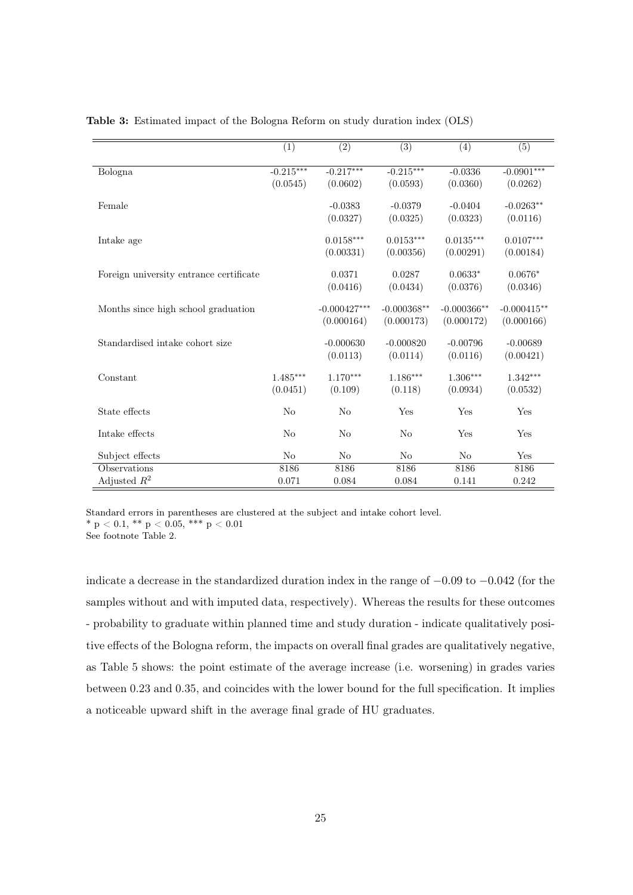**Table 3:** Estimated impact of the Bologna Reform on study duration index (OLS)

| | (1) | (2) | (3) | (4) | (5) |
|---|---|---|---|---|---|
| Bologna | -0.215*** | -0.217*** | -0.215*** | -0.0336 | -0.0901*** |
| | (0.0545) | (0.0602) | (0.0593) | (0.0360) | (0.0262) |
| Female | | -0.0383 | -0.0379 | -0.0404 | -0.0263** |
| | | (0.0327) | (0.0325) | (0.0323) | (0.0116) |
| Intake age | | 0.0158*** | 0.0153*** | 0.0135*** | 0.0107*** |
| | | (0.00331) | (0.00356) | (0.00291) | (0.00184) |
| Foreign university entrance certificate | | 0.0371 | 0.0287 | 0.0633* | 0.0676* |
| | | (0.0416) | (0.0434) | (0.0376) | (0.0346) |
| Months since high school graduation | | -0.000427*** | -0.000368** | -0.000366** | -0.000415** |
| | | (0.000164) | (0.000173) | (0.000172) | (0.000166) |
| Standardised intake cohort size | | -0.000630 | -0.000820 | -0.00796 | -0.00689 |
| | | (0.0113) | (0.0114) | (0.0116) | (0.00421) |
| Constant | 1.485*** | 1.170*** | 1.186*** | 1.306*** | 1.342*** |
| | (0.0451) | (0.109) | (0.118) | (0.0934) | (0.0532) |
| State effects | No | No | Yes | Yes | Yes |
| Intake effects | No | No | No | Yes | Yes |
| Subject effects | No | No | No | No | Yes |
| Observations | 8186 | 8186 | 8186 | 8186 | 8186 |
| Adjusted $R^2$ | 0.071 | 0.084 | 0.084 | 0.141 | 0.242 |

Standard errors in parentheses are clustered at the subject and intake cohort level.
* $p < 0.1$, ** $p < 0.05$, *** $p < 0.01$
See footnote Table 2.

indicate a decrease in the standardized duration index in the range of $-0.09$ to $-0.042$ (for the samples without and with imputed data, respectively). Whereas the results for these outcomes - probability to graduate within planned time and study duration - indicate qualitatively positive effects of the Bologna reform, the impacts on overall final grades are qualitatively negative, as Table 5 shows: the point estimate of the average increase (i.e. worsening) in grades varies between 0.23 and 0.35, and coincides with the lower bound for the full specification. It implies a noticeable upward shift in the average final grade of HU graduates.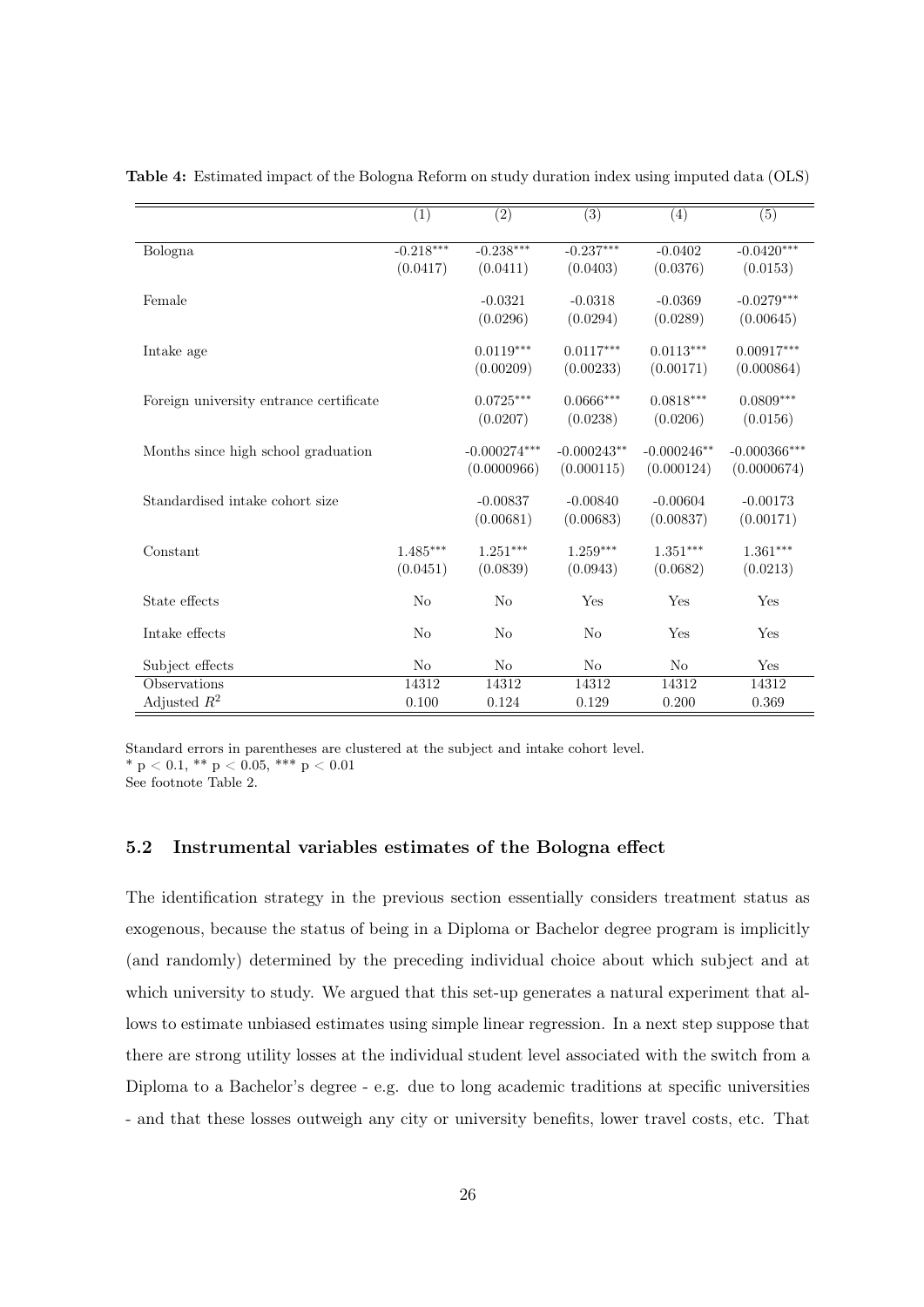**Table 4:** Estimated impact of the Bologna Reform on study duration index using imputed data (OLS)

| | (1) | (2) | (3) | (4) | (5) |
|---|---|---|---|---|---|
| Bologna | -0.218*** | -0.238*** | -0.237*** | -0.0402 | -0.0420*** |
| | (0.0417) | (0.0411) | (0.0403) | (0.0376) | (0.0153) |
| Female | | -0.0321 | -0.0318 | -0.0369 | -0.0279*** |
| | | (0.0296) | (0.0294) | (0.0289) | (0.00645) |
| Intake age | | 0.0119*** | 0.0117*** | 0.0113*** | 0.00917*** |
| | | (0.00209) | (0.00233) | (0.00171) | (0.000864) |
| Foreign university entrance certificate | | 0.0725*** | 0.0666*** | 0.0818*** | 0.0809*** |
| | | (0.0207) | (0.0238) | (0.0206) | (0.0156) |
| Months since high school graduation | | -0.000274*** | -0.000243** | -0.000246** | -0.000366*** |
| | | (0.0000966) | (0.000115) | (0.000124) | (0.0000674) |
| Standardised intake cohort size | | -0.00837 | -0.00840 | -0.00604 | -0.00173 |
| | | (0.00681) | (0.00683) | (0.00837) | (0.00171) |
| Constant | 1.485*** | 1.251*** | 1.259*** | 1.351*** | 1.361*** |
| | (0.0451) | (0.0839) | (0.0943) | (0.0682) | (0.0213) |
| State effects | No | No | Yes | Yes | Yes |
| Intake effects | No | No | No | Yes | Yes |
| Subject effects | No | No | No | No | Yes |
| Observations | 14312 | 14312 | 14312 | 14312 | 14312 |
| Adjusted $R^2$ | 0.100 | 0.124 | 0.129 | 0.200 | 0.369 |

Standard errors in parentheses are clustered at the subject and intake cohort level.
* $p < 0.1$, ** $p < 0.05$, *** $p < 0.01$
See footnote Table 2.

### 5.2 Instrumental variables estimates of the Bologna effect

The identification strategy in the previous section essentially considers treatment status as exogenous, because the status of being in a Diploma or Bachelor degree program is implicitly (and randomly) determined by the preceding individual choice about which subject and at which university to study. We argued that this set-up generates a natural experiment that allows to estimate unbiased estimates using simple linear regression. In a next step suppose that there are strong utility losses at the individual student level associated with the switch from a Diploma to a Bachelor's degree - e.g. due to long academic traditions at specific universities - and that these losses outweigh any city or university benefits, lower travel costs, etc. That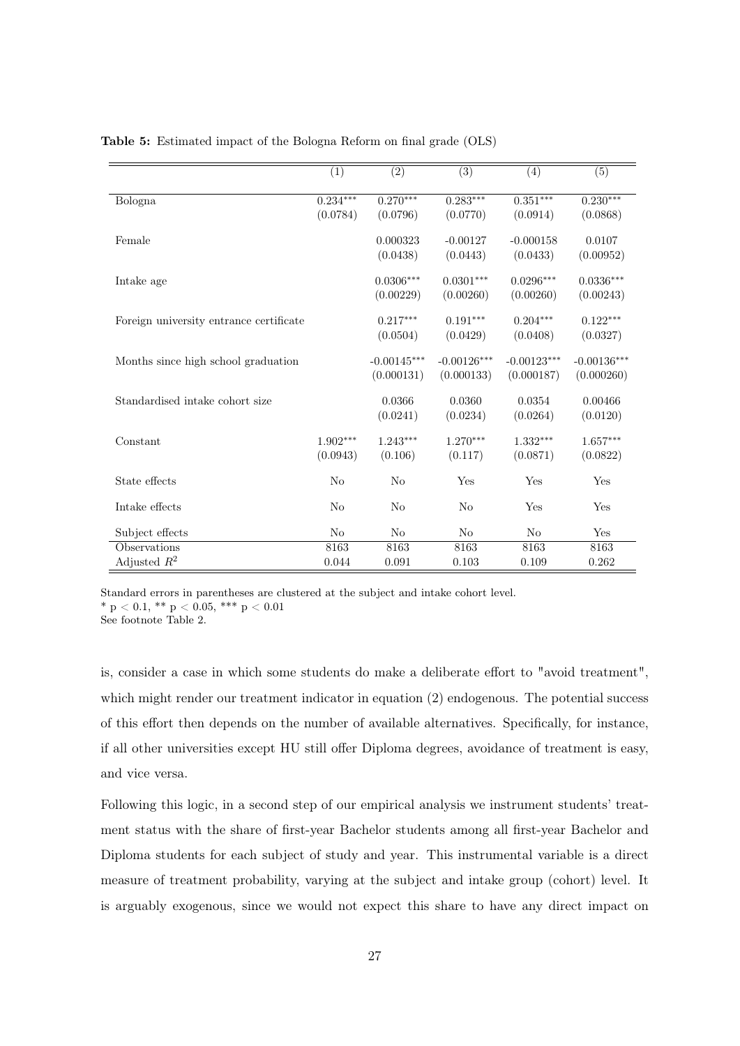**Table 5:** Estimated impact of the Bologna Reform on final grade (OLS)

| | (1) | (2) | (3) | (4) | (5) |
|---|---|---|---|---|---|
| Bologna | 0.234*** | 0.270*** | 0.283*** | 0.351*** | 0.230*** |
| | (0.0784) | (0.0796) | (0.0770) | (0.0914) | (0.0868) |
| Female | | 0.000323 | -0.00127 | -0.000158 | 0.0107 |
| | | (0.0438) | (0.0443) | (0.0433) | (0.00952) |
| Intake age | | 0.0306*** | 0.0301*** | 0.0296*** | 0.0336*** |
| | | (0.00229) | (0.00260) | (0.00260) | (0.00243) |
| Foreign university entrance certificate | | 0.217*** | 0.191*** | 0.204*** | 0.122*** |
| | | (0.0504) | (0.0429) | (0.0408) | (0.0327) |
| Months since high school graduation | | -0.00145*** | -0.00126*** | -0.00123*** | -0.00136*** |
| | | (0.000131) | (0.000133) | (0.000187) | (0.000260) |
| Standardised intake cohort size | | 0.0366 | 0.0360 | 0.0354 | 0.00466 |
| | | (0.0241) | (0.0234) | (0.0264) | (0.0120) |
| Constant | 1.902*** | 1.243*** | 1.270*** | 1.332*** | 1.657*** |
| | (0.0943) | (0.106) | (0.117) | (0.0871) | (0.0822) |
| State effects | No | No | Yes | Yes | Yes |
| Intake effects | No | No | No | Yes | Yes |
| Subject effects | No | No | No | No | Yes |
| Observations | 8163 | 8163 | 8163 | 8163 | 8163 |
| Adjusted $R^2$ | 0.044 | 0.091 | 0.103 | 0.109 | 0.262 |

Standard errors in parentheses are clustered at the subject and intake cohort level.
* $p < 0.1$, ** $p < 0.05$, *** $p < 0.01$
See footnote Table 2.

is, consider a case in which some students do make a deliberate effort to "avoid treatment", which might render our treatment indicator in equation (2) endogenous. The potential success of this effort then depends on the number of available alternatives. Specifically, for instance, if all other universities except HU still offer Diploma degrees, avoidance of treatment is easy, and vice versa.

Following this logic, in a second step of our empirical analysis we instrument students' treatment status with the share of first-year Bachelor students among all first-year Bachelor and Diploma students for each subject of study and year. This instrumental variable is a direct measure of treatment probability, varying at the subject and intake group (cohort) level. It is arguably exogenous, since we would not expect this share to have any direct impact on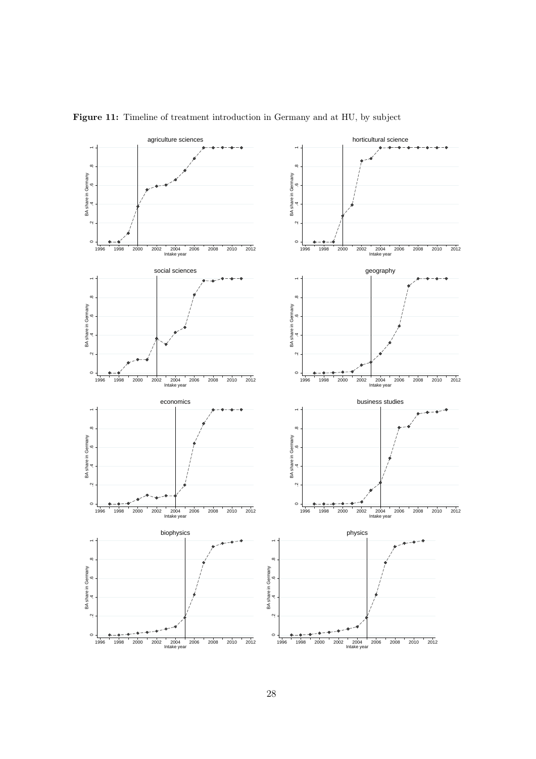**Figure 11:** Timeline of treatment introduction in Germany and at HU, by subject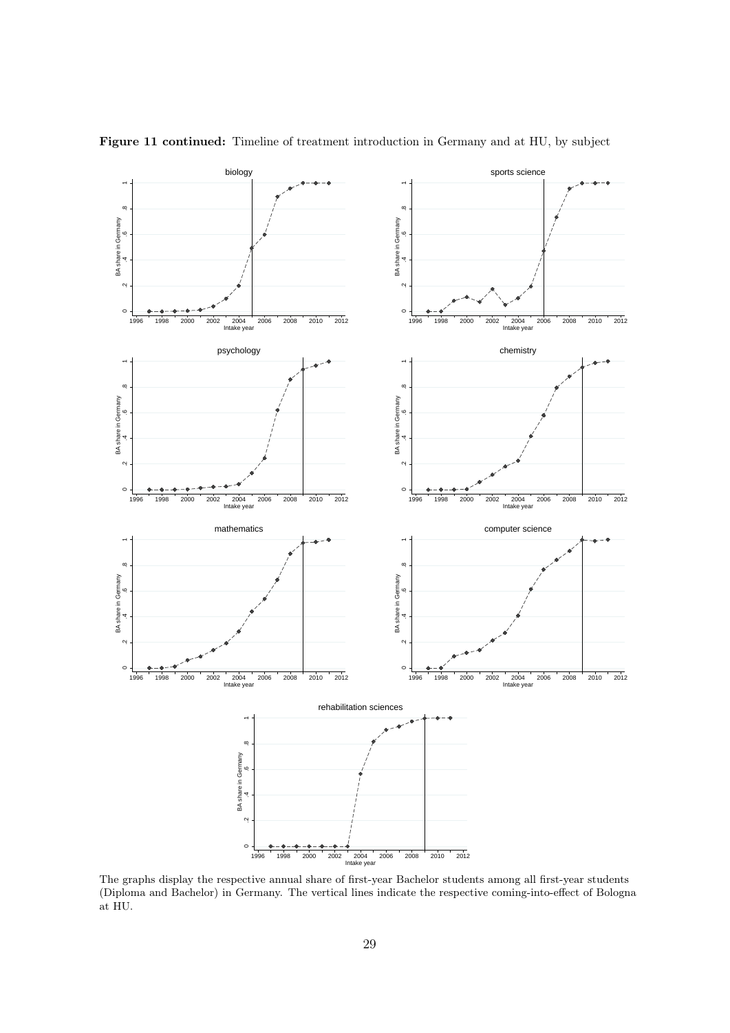**Figure 11 continued:** Timeline of treatment introduction in Germany and at HU, by subject

The graphs display the respective annual share of first-year Bachelor students among all first-year students (Diploma and Bachelor) in Germany. The vertical lines indicate the respective coming-into-effect of Bologna at HU.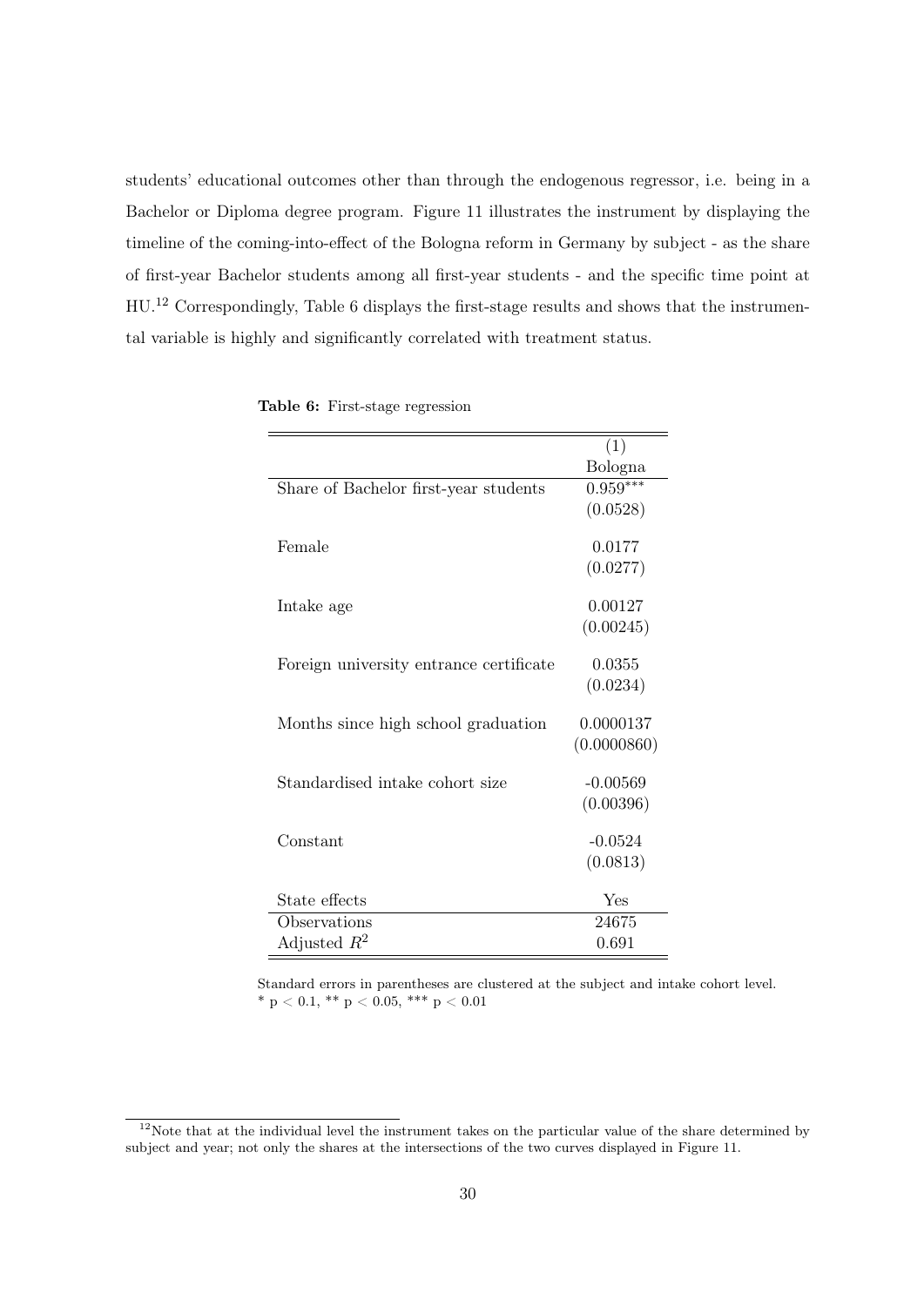students' educational outcomes other than through the endogenous regressor, i.e. being in a Bachelor or Diploma degree program. Figure 11 illustrates the instrument by displaying the timeline of the coming-into-effect of the Bologna reform in Germany by subject - as the share of first-year Bachelor students among all first-year students - and the specific time point at HU.[12] Correspondingly, Table 6 displays the first-stage results and shows that the instrumental variable is highly and significantly correlated with treatment status.

**Table 6:** First-stage regression

| | (1) |
|---|---|
| | Bologna |
| Share of Bachelor first-year students | $0.959^{***}$ |
| | (0.0528) |
| Female | 0.0177 |
| | (0.0277) |
| Intake age | 0.00127 |
| | (0.00245) |
| Foreign university entrance certificate | 0.0355 |
| | (0.0234) |
| Months since high school graduation | 0.0000137 |
| | (0.0000860) |
| Standardised intake cohort size | -0.00569 |
| | (0.00396) |
| Constant | -0.0524 |
| | (0.0813) |
| State effects | Yes |
| Observations | 24675 |
| Adjusted $R^2$ | 0.691 |

Standard errors in parentheses are clustered at the subject and intake cohort level.
* $p < 0.1$, ** $p < 0.05$, *** $p < 0.01$

[12] Note that at the individual level the instrument takes on the particular value of the share determined by subject and year; not only the shares at the intersections of the two curves displayed in Figure 11.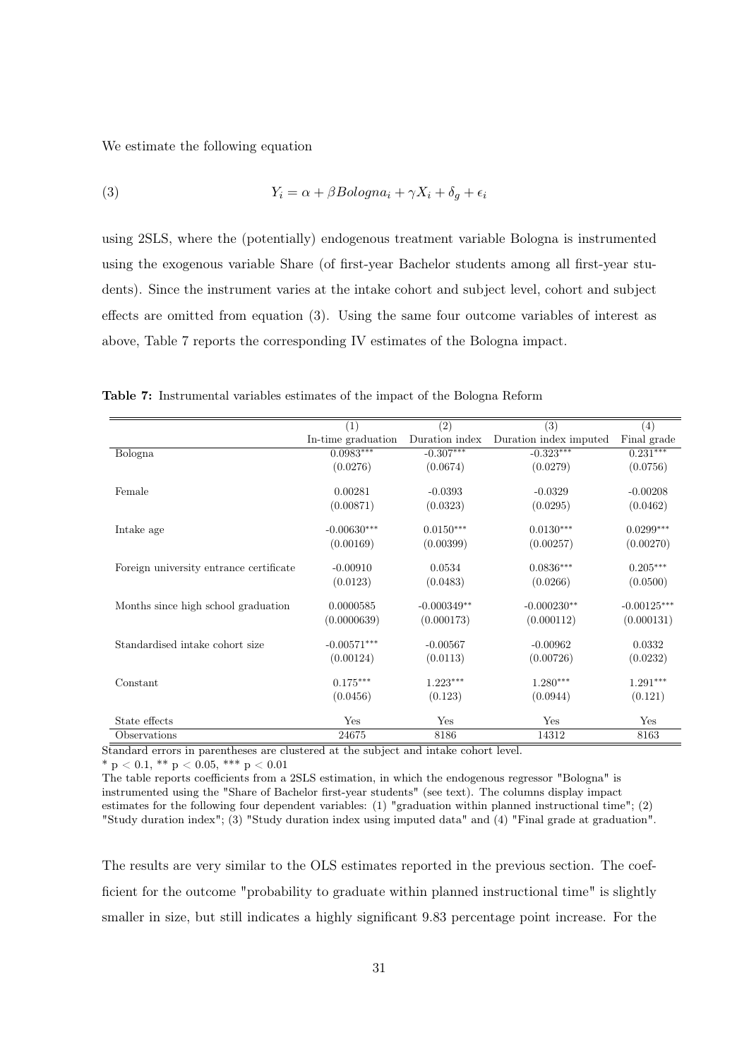We estimate the following equation

$$Y_i = \alpha + \beta Bologna_i + \gamma X_i + \delta_g + \epsilon_i \tag{3}$$

using 2SLS, where the (potentially) endogenous treatment variable Bologna is instrumented using the exogenous variable Share (of first-year Bachelor students among all first-year students). Since the instrument varies at the intake cohort and subject level, cohort and subject effects are omitted from equation (3). Using the same four outcome variables of interest as above, Table 7 reports the corresponding IV estimates of the Bologna impact.

**Table 7:** Instrumental variables estimates of the impact of the Bologna Reform

| | (1) | (2) | (3) | (4) |
|---|---|---|---|---|
| | In-time graduation | Duration index | Duration index imputed | Final grade |
| Bologna | 0.0983*** | -0.307*** | -0.323*** | 0.231*** |
| | (0.0276) | (0.0674) | (0.0279) | (0.0756) |
| Female | 0.00281 | -0.0393 | -0.0329 | -0.00208 |
| | (0.00871) | (0.0323) | (0.0295) | (0.0462) |
| Intake age | -0.00630*** | 0.0150*** | 0.0130*** | 0.0299*** |
| | (0.00169) | (0.00399) | (0.00257) | (0.00270) |
| Foreign university entrance certificate | -0.00910 | 0.0534 | 0.0836*** | 0.205*** |
| | (0.0123) | (0.0483) | (0.0266) | (0.0500) |
| Months since high school graduation | 0.0000585 | -0.000349** | -0.000230** | -0.00125*** |
| | (0.0000639) | (0.000173) | (0.000112) | (0.000131) |
| Standardised intake cohort size | -0.00571*** | -0.00567 | -0.00962 | 0.0332 |
| | (0.00124) | (0.0113) | (0.00726) | (0.0232) |
| Constant | 0.175*** | 1.223*** | 1.280*** | 1.291*** |
| | (0.0456) | (0.123) | (0.0944) | (0.121) |
| State effects | Yes | Yes | Yes | Yes |
| Observations | 24675 | 8186 | 14312 | 8163 |

Standard errors in parentheses are clustered at the subject and intake cohort level.

* $p < 0.1$, ** $p < 0.05$, *** $p < 0.01$

The table reports coefficients from a 2SLS estimation, in which the endogenous regressor "Bologna" is instrumented using the "Share of Bachelor first-year students" (see text). The columns display impact estimates for the following four dependent variables: (1) "graduation within planned instructional time"; (2) "Study duration index"; (3) "Study duration index using imputed data" and (4) "Final grade at graduation".

The results are very similar to the OLS estimates reported in the previous section. The coefficient for the outcome "probability to graduate within planned instructional time" is slightly smaller in size, but still indicates a highly significant 9.83 percentage point increase. For the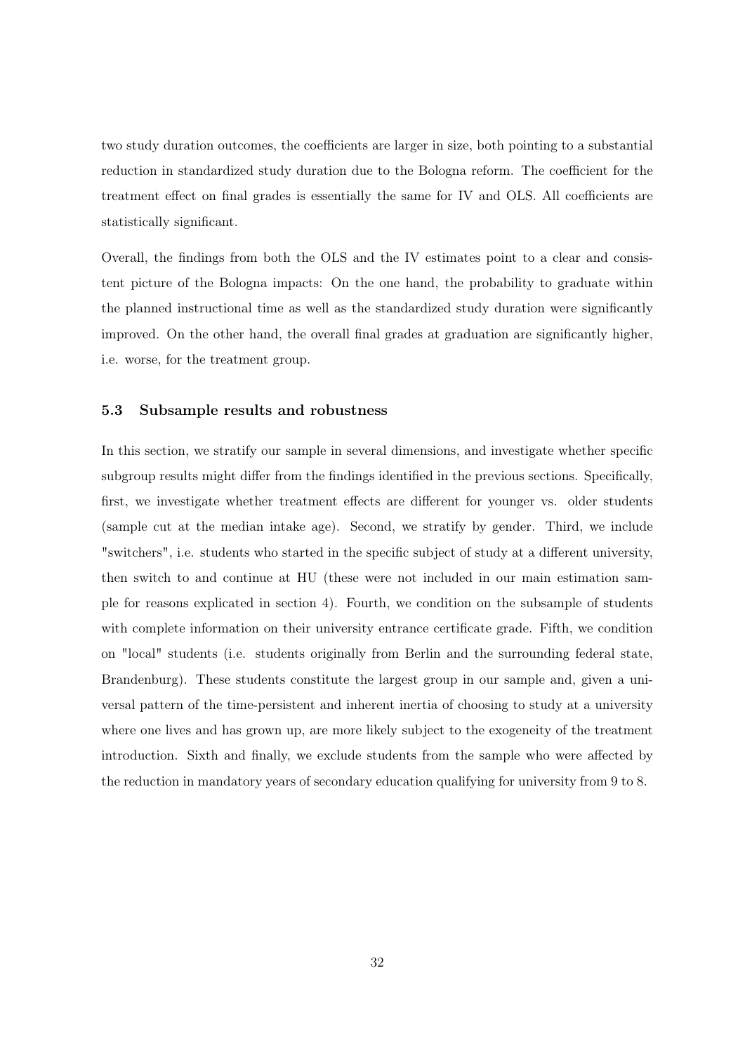two study duration outcomes, the coefficients are larger in size, both pointing to a substantial reduction in standardized study duration due to the Bologna reform. The coefficient for the treatment effect on final grades is essentially the same for IV and OLS. All coefficients are statistically significant.

Overall, the findings from both the OLS and the IV estimates point to a clear and consistent picture of the Bologna impacts: On the one hand, the probability to graduate within the planned instructional time as well as the standardized study duration were significantly improved. On the other hand, the overall final grades at graduation are significantly higher, i.e. worse, for the treatment group.

### 5.3 Subsample results and robustness

In this section, we stratify our sample in several dimensions, and investigate whether specific subgroup results might differ from the findings identified in the previous sections. Specifically, first, we investigate whether treatment effects are different for younger vs. older students (sample cut at the median intake age). Second, we stratify by gender. Third, we include "switchers", i.e. students who started in the specific subject of study at a different university, then switch to and continue at HU (these were not included in our main estimation sample for reasons explicated in section 4). Fourth, we condition on the subsample of students with complete information on their university entrance certificate grade. Fifth, we condition on "local" students (i.e. students originally from Berlin and the surrounding federal state, Brandenburg). These students constitute the largest group in our sample and, given a universal pattern of the time-persistent and inherent inertia of choosing to study at a university where one lives and has grown up, are more likely subject to the exogeneity of the treatment introduction. Sixth and finally, we exclude students from the sample who were affected by the reduction in mandatory years of secondary education qualifying for university from 9 to 8.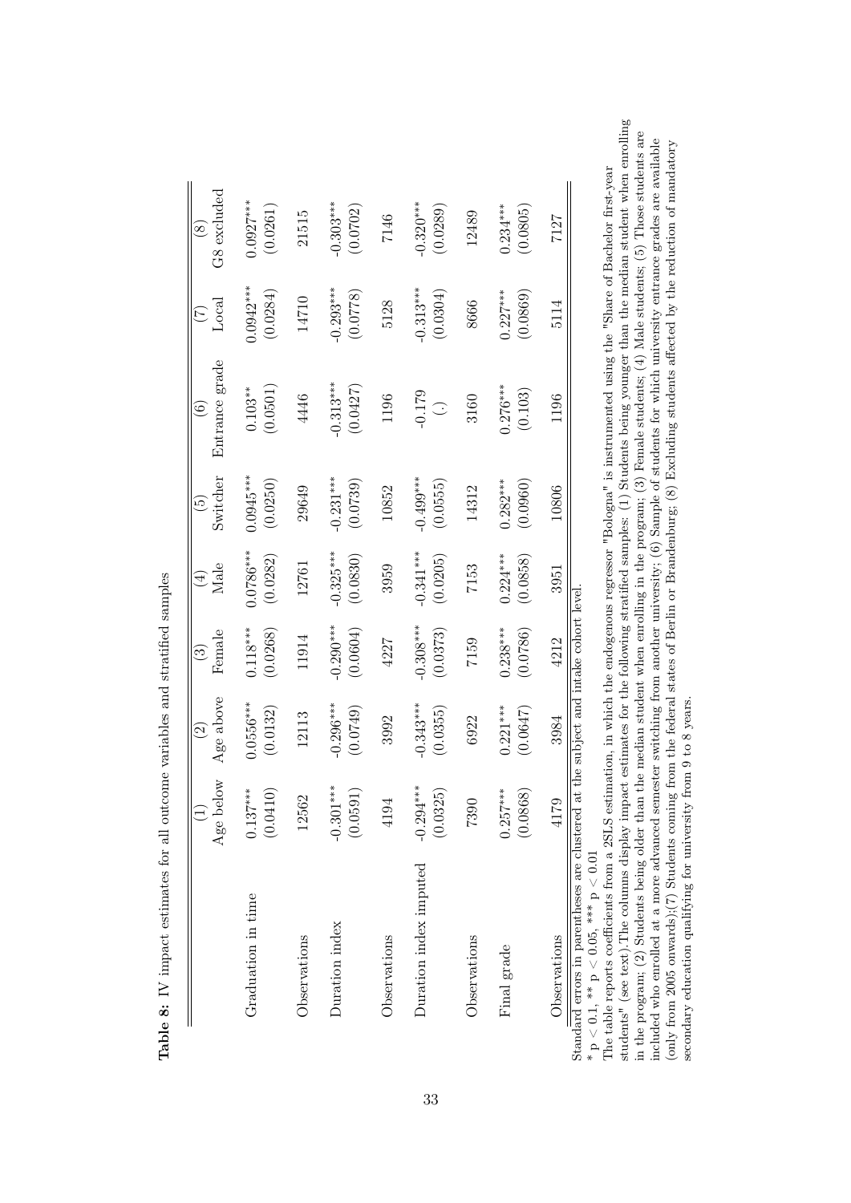**Table 8:** IV impact estimates for all outcome variables and stratified samples

| | (1) Age below | (2) Age above | (3) Female | (4) Male | (5) Switcher | (6) Entrance grade | (7) Local | (8) G8 excluded |
|---|---|---|---|---|---|---|---|---|
| Graduation in time | 0.137*** | 0.0556*** | 0.118*** | 0.0786*** | 0.0945*** | 0.103** | 0.0942*** | 0.0927*** |
| | (0.0410) | (0.0132) | (0.0268) | (0.0282) | (0.0250) | (0.0501) | (0.0284) | (0.0261) |
| Observations | 12562 | 12113 | 11914 | 12761 | 29649 | 4446 | 14710 | 21515 |
| Duration index | -0.301*** | -0.296*** | -0.290*** | -0.325*** | -0.231*** | -0.313*** | -0.293*** | -0.303*** |
| | (0.0591) | (0.0749) | (0.0604) | (0.0830) | (0.0739) | (0.0427) | (0.0778) | (0.0702) |
| Observations | 4194 | 3992 | 4227 | 3959 | 10852 | 1196 | 5128 | 7146 |
| Duration index imputed | -0.294*** | -0.343*** | -0.308*** | -0.341*** | -0.499*** | -0.179 | -0.313*** | -0.320*** |
| | (0.0325) | (0.0355) | (0.0373) | (0.0205) | (0.0555) | (.) | (0.0304) | (0.0289) |
| Observations | 7390 | 6922 | 7159 | 7153 | 14312 | 3160 | 8666 | 12489 |
| Final grade | 0.257*** | 0.221*** | 0.238*** | 0.224*** | 0.282*** | 0.276*** | 0.227*** | 0.234*** |
| | (0.0868) | (0.0647) | (0.0786) | (0.0858) | (0.0960) | (0.103) | (0.0869) | (0.0805) |
| Observations | 4179 | 3984 | 4212 | 3951 | 10806 | 1196 | 5114 | 7127 |

Standard errors in parentheses are clustered at the subject and intake cohort level.

\* $p < 0.1$, ** $p < 0.05$, *** $p < 0.01$

The table reports coefficients from a 2SLS estimation, in which the endogenous regressor "Bologna" is instrumented using the "Share of Bachelor first-year students" (see text). The columns display impact estimates for the following stratified samples: (1) Students being younger than the median student when enrolling in the program; (2) Students being older than the median student when enrolling in the program; (3) Female students; (4) Male students; (5) Those students are included who enrolled at a more advanced semester switching from another university; (6) Sample of students for which university entrance grades are available (only from 2005 onwards);(7) Students coming from the federal states of Berlin or Brandenburg; (8) Excluding students affected by the reduction of mandatory secondary education qualifying for university from 9 to 8 years.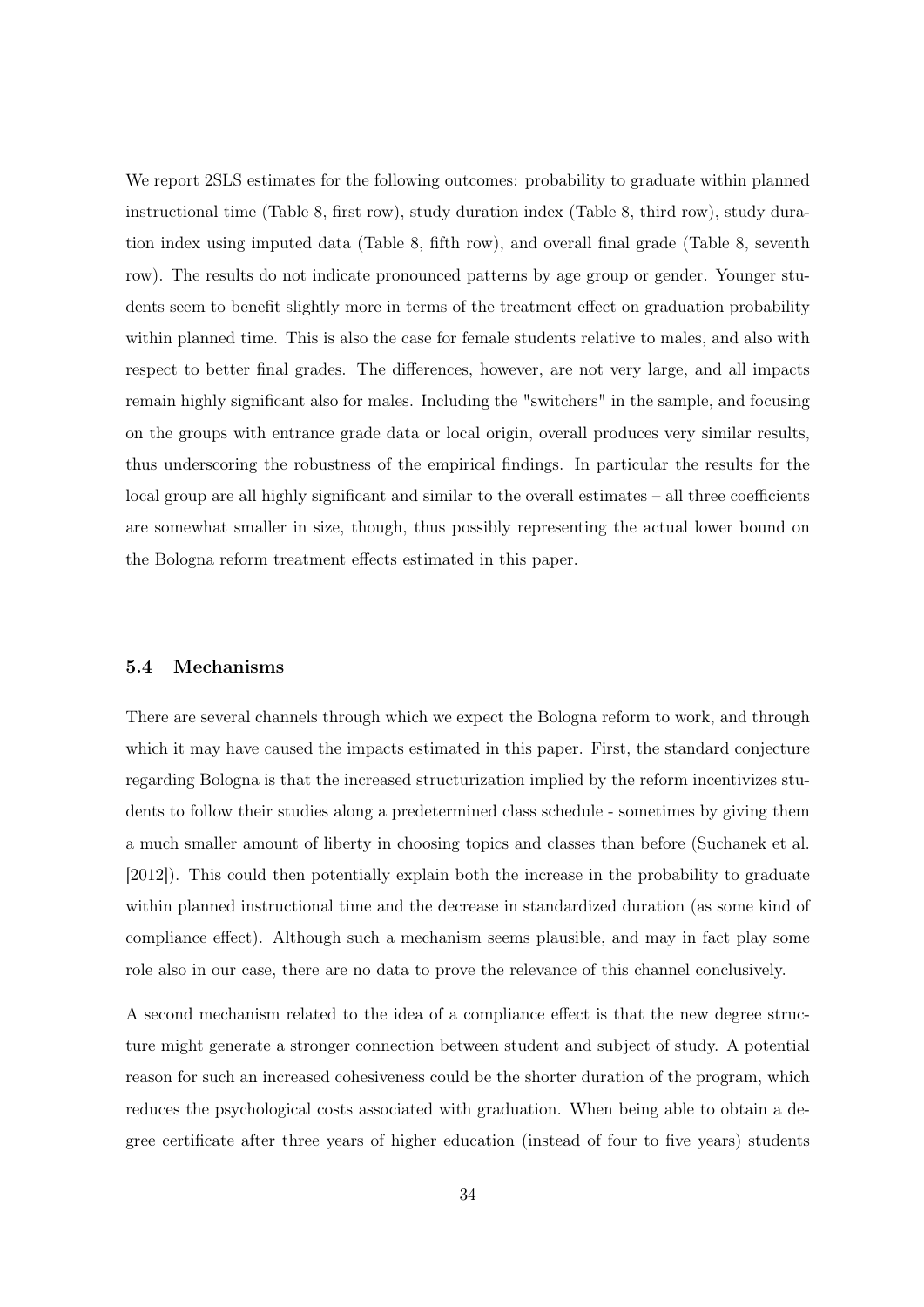We report 2SLS estimates for the following outcomes: probability to graduate within planned instructional time (Table 8, first row), study duration index (Table 8, third row), study duration index using imputed data (Table 8, fifth row), and overall final grade (Table 8, seventh row). The results do not indicate pronounced patterns by age group or gender. Younger students seem to benefit slightly more in terms of the treatment effect on graduation probability within planned time. This is also the case for female students relative to males, and also with respect to better final grades. The differences, however, are not very large, and all impacts remain highly significant also for males. Including the "switchers" in the sample, and focusing on the groups with entrance grade data or local origin, overall produces very similar results, thus underscoring the robustness of the empirical findings. In particular the results for the local group are all highly significant and similar to the overall estimates – all three coefficients are somewhat smaller in size, though, thus possibly representing the actual lower bound on the Bologna reform treatment effects estimated in this paper.

### 5.4 Mechanisms

There are several channels through which we expect the Bologna reform to work, and through which it may have caused the impacts estimated in this paper. First, the standard conjecture regarding Bologna is that the increased structurization implied by the reform incentivizes students to follow their studies along a predetermined class schedule - sometimes by giving them a much smaller amount of liberty in choosing topics and classes than before (Suchanek et al. [2012]). This could then potentially explain both the increase in the probability to graduate within planned instructional time and the decrease in standardized duration (as some kind of compliance effect). Although such a mechanism seems plausible, and may in fact play some role also in our case, there are no data to prove the relevance of this channel conclusively.

A second mechanism related to the idea of a compliance effect is that the new degree structure might generate a stronger connection between student and subject of study. A potential reason for such an increased cohesiveness could be the shorter duration of the program, which reduces the psychological costs associated with graduation. When being able to obtain a degree certificate after three years of higher education (instead of four to five years) students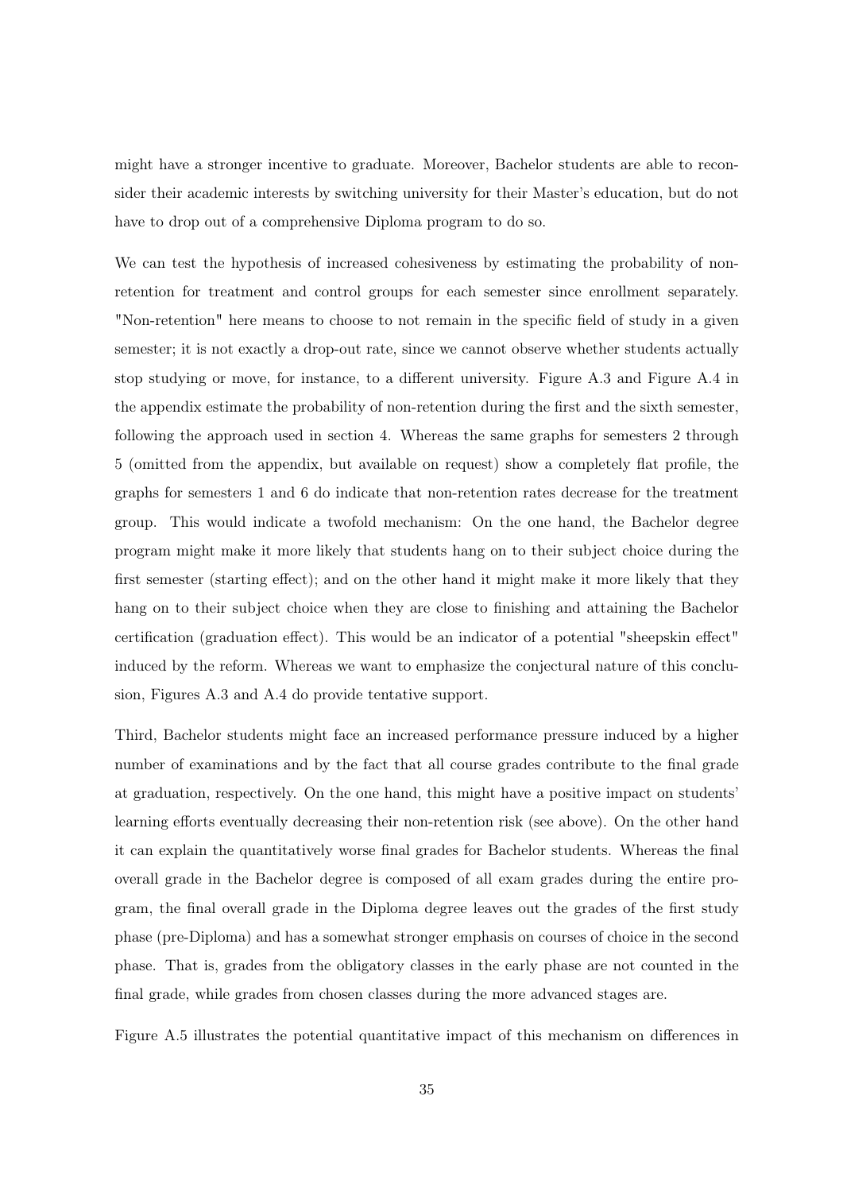might have a stronger incentive to graduate. Moreover, Bachelor students are able to reconsider their academic interests by switching university for their Master's education, but do not have to drop out of a comprehensive Diploma program to do so.

We can test the hypothesis of increased cohesiveness by estimating the probability of non-retention for treatment and control groups for each semester since enrollment separately. "Non-retention" here means to choose to not remain in the specific field of study in a given semester; it is not exactly a drop-out rate, since we cannot observe whether students actually stop studying or move, for instance, to a different university. Figure A.3 and Figure A.4 in the appendix estimate the probability of non-retention during the first and the sixth semester, following the approach used in section 4. Whereas the same graphs for semesters 2 through 5 (omitted from the appendix, but available on request) show a completely flat profile, the graphs for semesters 1 and 6 do indicate that non-retention rates decrease for the treatment group. This would indicate a twofold mechanism: On the one hand, the Bachelor degree program might make it more likely that students hang on to their subject choice during the first semester (starting effect); and on the other hand it might make it more likely that they hang on to their subject choice when they are close to finishing and attaining the Bachelor certification (graduation effect). This would be an indicator of a potential "sheepskin effect" induced by the reform. Whereas we want to emphasize the conjectural nature of this conclusion, Figures A.3 and A.4 do provide tentative support.

Third, Bachelor students might face an increased performance pressure induced by a higher number of examinations and by the fact that all course grades contribute to the final grade at graduation, respectively. On the one hand, this might have a positive impact on students' learning efforts eventually decreasing their non-retention risk (see above). On the other hand it can explain the quantitatively worse final grades for Bachelor students. Whereas the final overall grade in the Bachelor degree is composed of all exam grades during the entire program, the final overall grade in the Diploma degree leaves out the grades of the first study phase (pre-Diploma) and has a somewhat stronger emphasis on courses of choice in the second phase. That is, grades from the obligatory classes in the early phase are not counted in the final grade, while grades from chosen classes during the more advanced stages are.

Figure A.5 illustrates the potential quantitative impact of this mechanism on differences in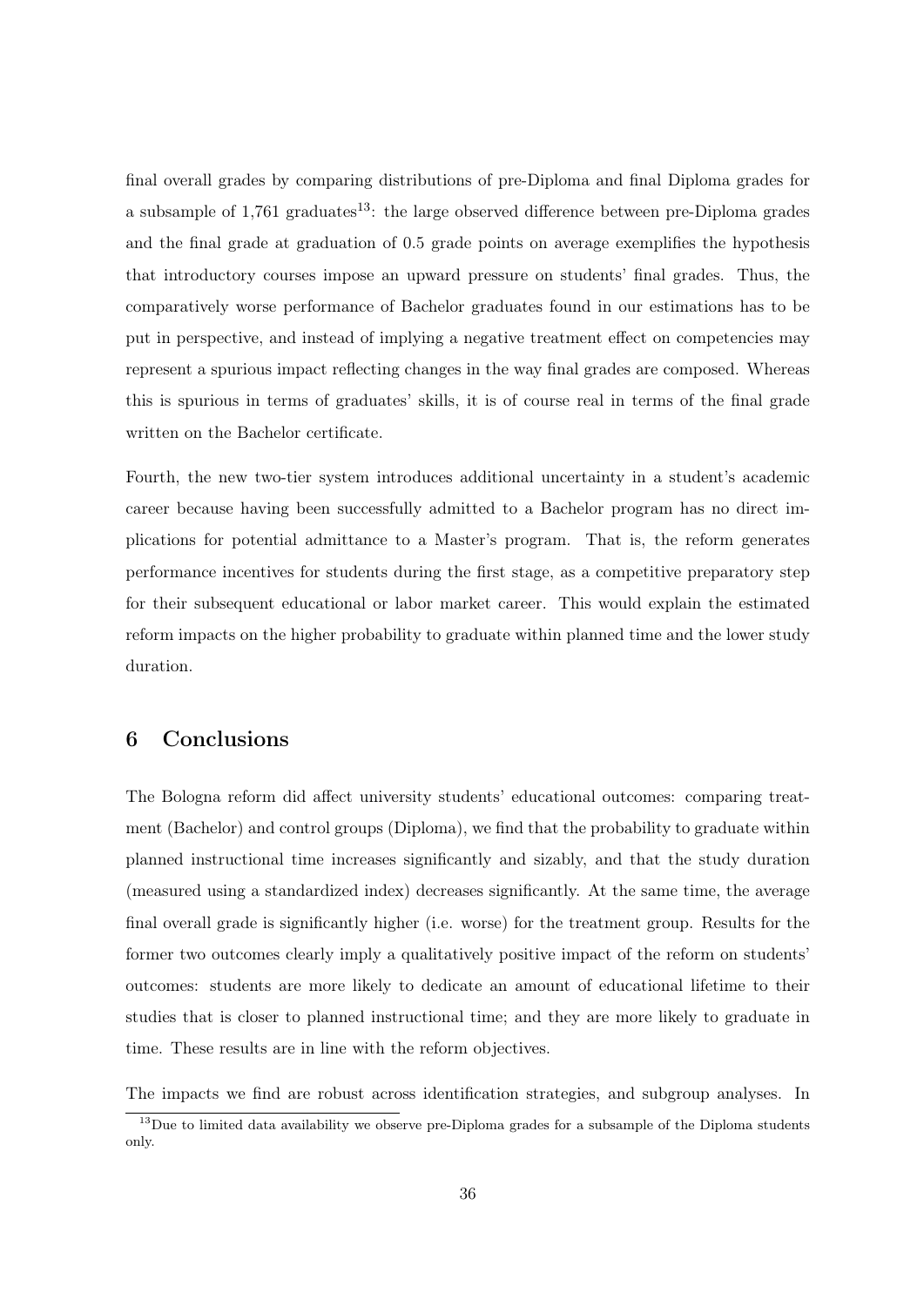final overall grades by comparing distributions of pre-Diploma and final Diploma grades for a subsample of 1,761 graduates[13]: the large observed difference between pre-Diploma grades and the final grade at graduation of 0.5 grade points on average exemplifies the hypothesis that introductory courses impose an upward pressure on students' final grades. Thus, the comparatively worse performance of Bachelor graduates found in our estimations has to be put in perspective, and instead of implying a negative treatment effect on competencies may represent a spurious impact reflecting changes in the way final grades are composed. Whereas this is spurious in terms of graduates' skills, it is of course real in terms of the final grade written on the Bachelor certificate.

Fourth, the new two-tier system introduces additional uncertainty in a student's academic career because having been successfully admitted to a Bachelor program has no direct implications for potential admittance to a Master's program. That is, the reform generates performance incentives for students during the first stage, as a competitive preparatory step for their subsequent educational or labor market career. This would explain the estimated reform impacts on the higher probability to graduate within planned time and the lower study duration.

## 6 Conclusions

The Bologna reform did affect university students' educational outcomes: comparing treatment (Bachelor) and control groups (Diploma), we find that the probability to graduate within planned instructional time increases significantly and sizably, and that the study duration (measured using a standardized index) decreases significantly. At the same time, the average final overall grade is significantly higher (i.e. worse) for the treatment group. Results for the former two outcomes clearly imply a qualitatively positive impact of the reform on students' outcomes: students are more likely to dedicate an amount of educational lifetime to their studies that is closer to planned instructional time; and they are more likely to graduate in time. These results are in line with the reform objectives.

The impacts we find are robust across identification strategies, and subgroup analyses. In

[13] Due to limited data availability we observe pre-Diploma grades for a subsample of the Diploma students only.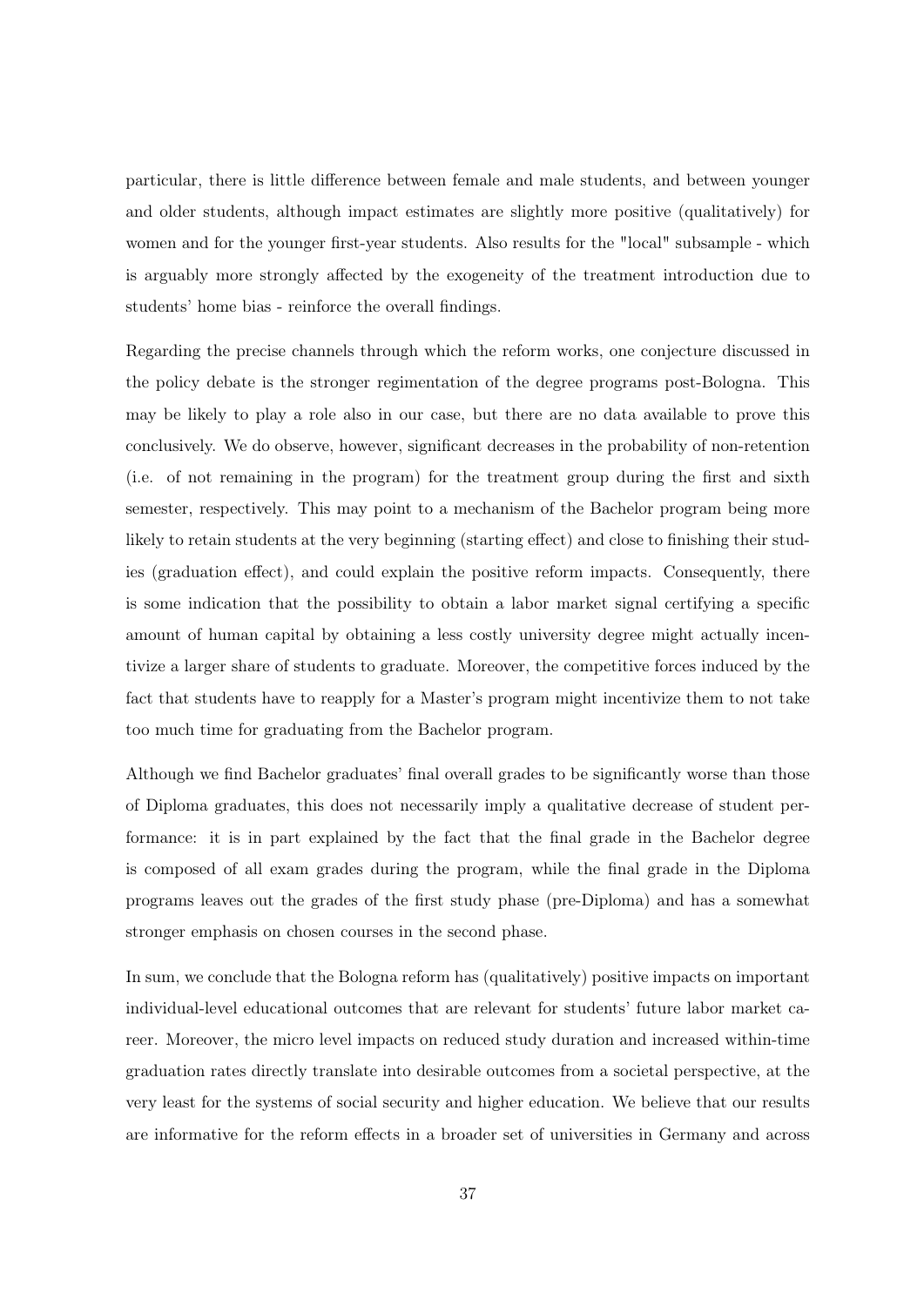particular, there is little difference between female and male students, and between younger and older students, although impact estimates are slightly more positive (qualitatively) for women and for the younger first-year students. Also results for the "local" subsample - which is arguably more strongly affected by the exogeneity of the treatment introduction due to students' home bias - reinforce the overall findings.

Regarding the precise channels through which the reform works, one conjecture discussed in the policy debate is the stronger regimentation of the degree programs post-Bologna. This may be likely to play a role also in our case, but there are no data available to prove this conclusively. We do observe, however, significant decreases in the probability of non-retention (i.e. of not remaining in the program) for the treatment group during the first and sixth semester, respectively. This may point to a mechanism of the Bachelor program being more likely to retain students at the very beginning (starting effect) and close to finishing their studies (graduation effect), and could explain the positive reform impacts. Consequently, there is some indication that the possibility to obtain a labor market signal certifying a specific amount of human capital by obtaining a less costly university degree might actually incentivize a larger share of students to graduate. Moreover, the competitive forces induced by the fact that students have to reapply for a Master's program might incentivize them to not take too much time for graduating from the Bachelor program.

Although we find Bachelor graduates' final overall grades to be significantly worse than those of Diploma graduates, this does not necessarily imply a qualitative decrease of student performance: it is in part explained by the fact that the final grade in the Bachelor degree is composed of all exam grades during the program, while the final grade in the Diploma programs leaves out the grades of the first study phase (pre-Diploma) and has a somewhat stronger emphasis on chosen courses in the second phase.

In sum, we conclude that the Bologna reform has (qualitatively) positive impacts on important individual-level educational outcomes that are relevant for students' future labor market career. Moreover, the micro level impacts on reduced study duration and increased within-time graduation rates directly translate into desirable outcomes from a societal perspective, at the very least for the systems of social security and higher education. We believe that our results are informative for the reform effects in a broader set of universities in Germany and across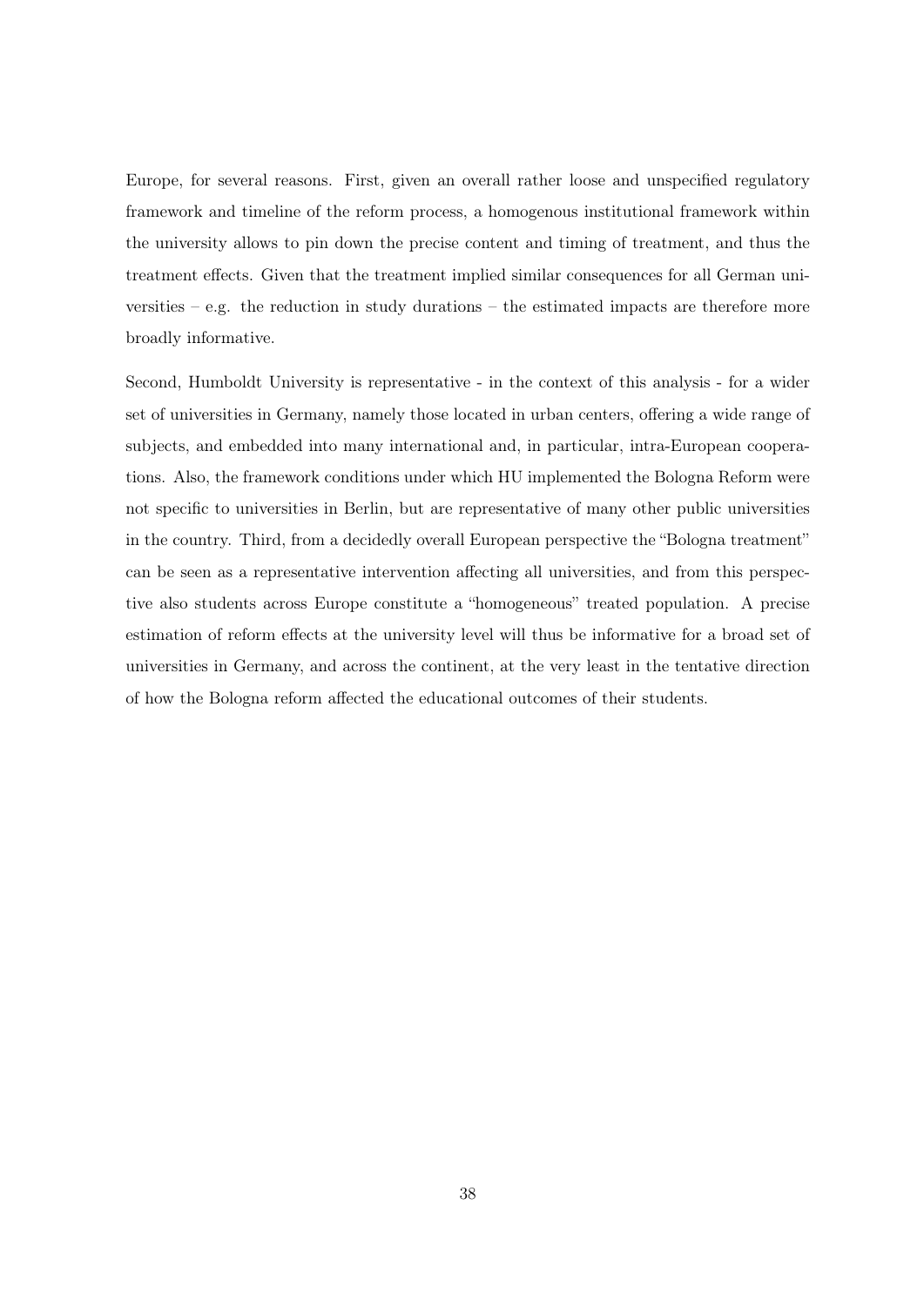Europe, for several reasons. First, given an overall rather loose and unspecified regulatory framework and timeline of the reform process, a homogenous institutional framework within the university allows to pin down the precise content and timing of treatment, and thus the treatment effects. Given that the treatment implied similar consequences for all German universities – e.g. the reduction in study durations – the estimated impacts are therefore more broadly informative.

Second, Humboldt University is representative - in the context of this analysis - for a wider set of universities in Germany, namely those located in urban centers, offering a wide range of subjects, and embedded into many international and, in particular, intra-European cooperations. Also, the framework conditions under which HU implemented the Bologna Reform were not specific to universities in Berlin, but are representative of many other public universities in the country. Third, from a decidedly overall European perspective the "Bologna treatment" can be seen as a representative intervention affecting all universities, and from this perspective also students across Europe constitute a "homogeneous" treated population. A precise estimation of reform effects at the university level will thus be informative for a broad set of universities in Germany, and across the continent, at the very least in the tentative direction of how the Bologna reform affected the educational outcomes of their students.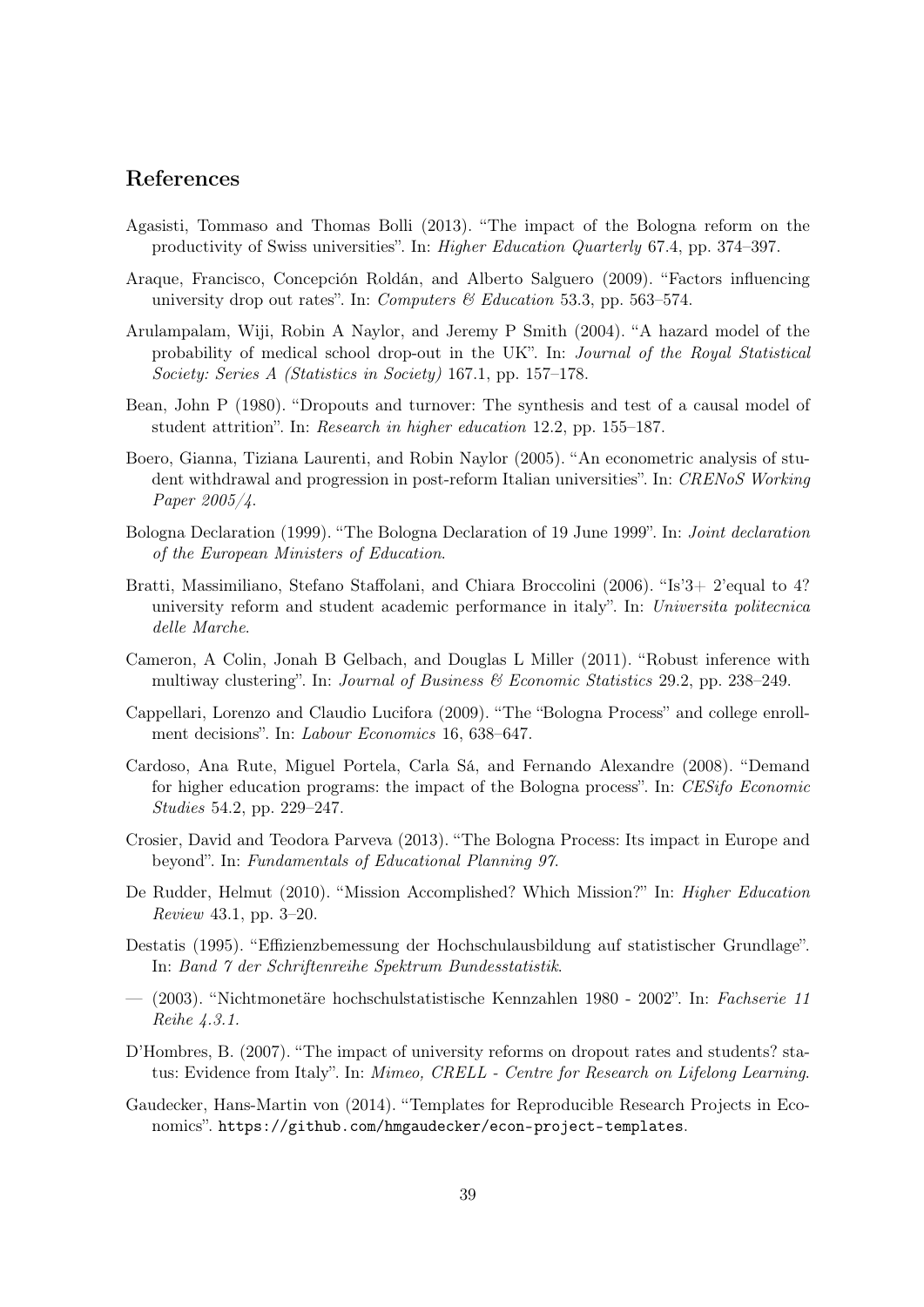## References

Agasisti, Tommaso and Thomas Bolli (2013). "The impact of the Bologna reform on the productivity of Swiss universities". In: *Higher Education Quarterly* 67.4, pp. 374–397.

Araque, Francisco, Concepción Roldán, and Alberto Salguero (2009). "Factors influencing university drop out rates". In: *Computers & Education* 53.3, pp. 563–574.

Arulampalam, Wiji, Robin A Naylor, and Jeremy P Smith (2004). "A hazard model of the probability of medical school drop-out in the UK". In: *Journal of the Royal Statistical Society: Series A (Statistics in Society)* 167.1, pp. 157–178.

Bean, John P (1980). "Dropouts and turnover: The synthesis and test of a causal model of student attrition". In: *Research in higher education* 12.2, pp. 155–187.

Boero, Gianna, Tiziana Laurenti, and Robin Naylor (2005). "An econometric analysis of student withdrawal and progression in post-reform Italian universities". In: *CRENoS Working Paper 2005/4*.

Bologna Declaration (1999). "The Bologna Declaration of 19 June 1999". In: *Joint declaration of the European Ministers of Education*.

Bratti, Massimiliano, Stefano Staffolani, and Chiara Broccolini (2006). "Is'3+ 2'equal to 4? university reform and student academic performance in italy". In: *Universita politecnica delle Marche*.

Cameron, A Colin, Jonah B Gelbach, and Douglas L Miller (2011). "Robust inference with multiway clustering". In: *Journal of Business & Economic Statistics* 29.2, pp. 238–249.

Cappellari, Lorenzo and Claudio Lucifora (2009). "The "Bologna Process" and college enrollment decisions". In: *Labour Economics* 16, 638–647.

Cardoso, Ana Rute, Miguel Portela, Carla Sá, and Fernando Alexandre (2008). "Demand for higher education programs: the impact of the Bologna process". In: *CESifo Economic Studies* 54.2, pp. 229–247.

Crosier, David and Teodora Parveva (2013). "The Bologna Process: Its impact in Europe and beyond". In: *Fundamentals of Educational Planning 97*.

De Rudder, Helmut (2010). "Mission Accomplished? Which Mission?" In: *Higher Education Review* 43.1, pp. 3–20.

Destatis (1995). "Effizienzbemessung der Hochschulausbildung auf statistischer Grundlage". In: *Band 7 der Schriftenreihe Spektrum Bundesstatistik*.

— (2003). "Nichtmonetäre hochschulstatistische Kennzahlen 1980 - 2002". In: *Fachserie 11 Reihe 4.3.1*.

D'Hombres, B. (2007). "The impact of university reforms on dropout rates and students? status: Evidence from Italy". In: *Mimeo, CRELL - Centre for Research on Lifelong Learning*.

Gaudecker, Hans-Martin von (2014). "Templates for Reproducible Research Projects in Economics". `https://github.com/hmgaudecker/econ-project-templates`.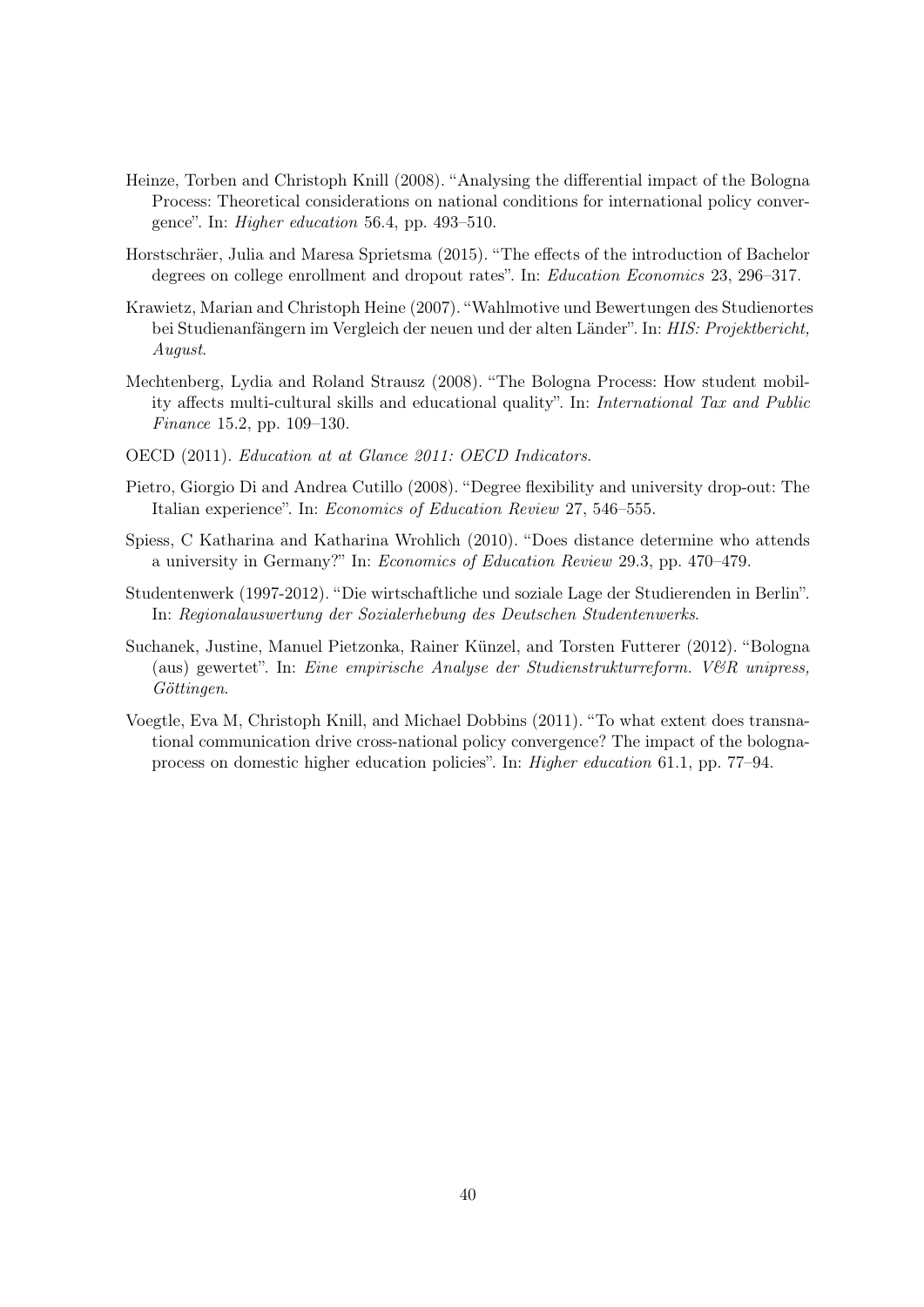Heinze, Torben and Christoph Knill (2008). "Analysing the differential impact of the Bologna Process: Theoretical considerations on national conditions for international policy convergence". In: *Higher education* 56.4, pp. 493–510.

Horstschräer, Julia and Maresa Sprietsma (2015). "The effects of the introduction of Bachelor degrees on college enrollment and dropout rates". In: *Education Economics* 23, 296–317.

Krawietz, Marian and Christoph Heine (2007). "Wahlmotive und Bewertungen des Studienortes bei Studienanfängern im Vergleich der neuen und der alten Länder". In: *HIS: Projektbericht, August*.

Mechtenberg, Lydia and Roland Strausz (2008). "The Bologna Process: How student mobility affects multi-cultural skills and educational quality". In: *International Tax and Public Finance* 15.2, pp. 109–130.

OECD (2011). *Education at at Glance 2011: OECD Indicators*.

Pietro, Giorgio Di and Andrea Cutillo (2008). "Degree flexibility and university drop-out: The Italian experience". In: *Economics of Education Review* 27, 546–555.

Spiess, C Katharina and Katharina Wrohlich (2010). "Does distance determine who attends a university in Germany?" In: *Economics of Education Review* 29.3, pp. 470–479.

Studentenwerk (1997-2012). "Die wirtschaftliche und soziale Lage der Studierenden in Berlin". In: *Regionalauswertung der Sozialerhebung des Deutschen Studentenwerks*.

Suchanek, Justine, Manuel Pietzonka, Rainer Künzel, and Torsten Futterer (2012). "Bologna (aus) gewertet". In: *Eine empirische Analyse der Studienstrukturreform. V&R unipress, Göttingen*.

Voegtle, Eva M, Christoph Knill, and Michael Dobbins (2011). "To what extent does transnational communication drive cross-national policy convergence? The impact of the bologna-process on domestic higher education policies". In: *Higher education* 61.1, pp. 77–94.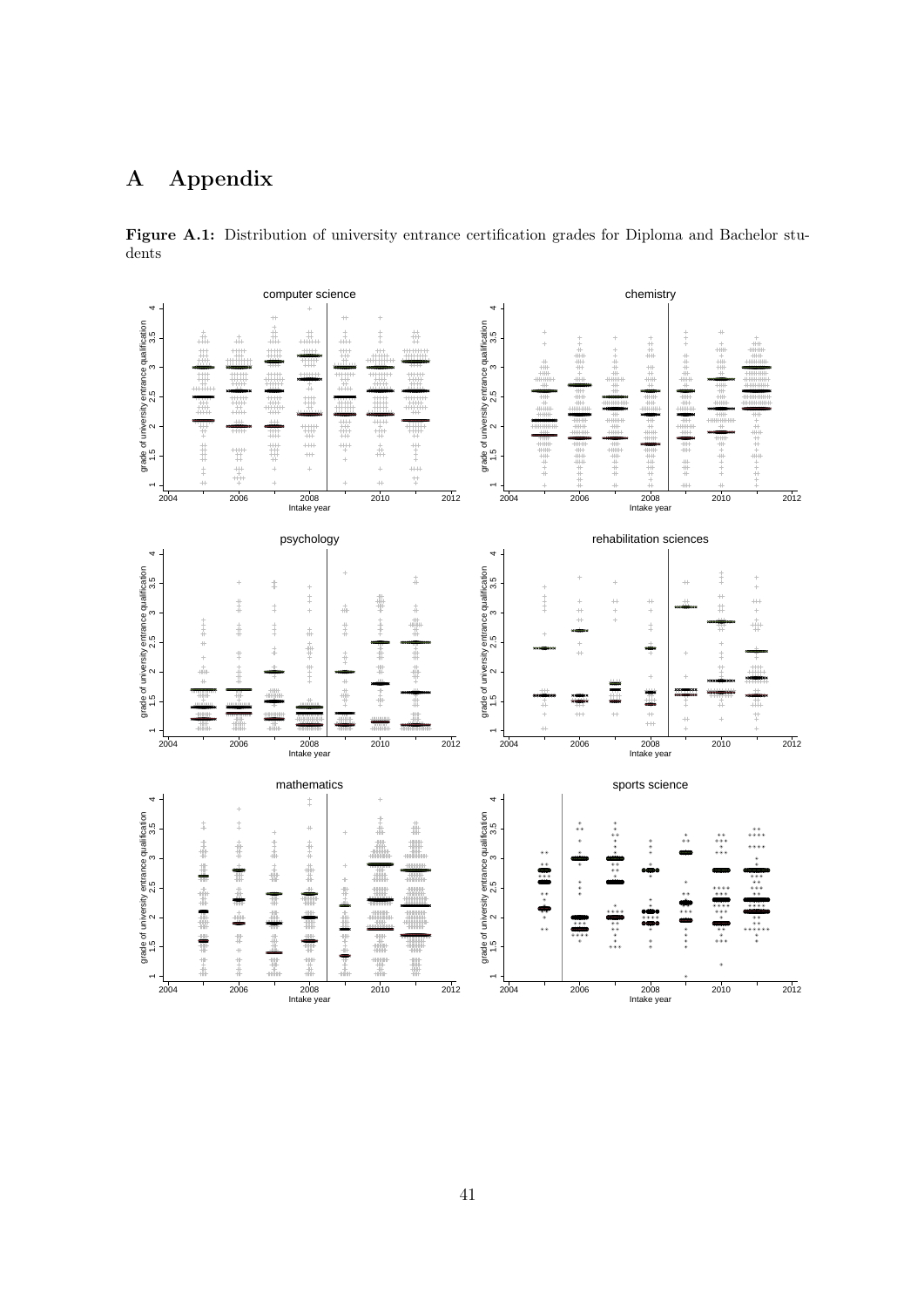# A Appendix

**Figure A.1:** Distribution of university entrance certification grades for Diploma and Bachelor students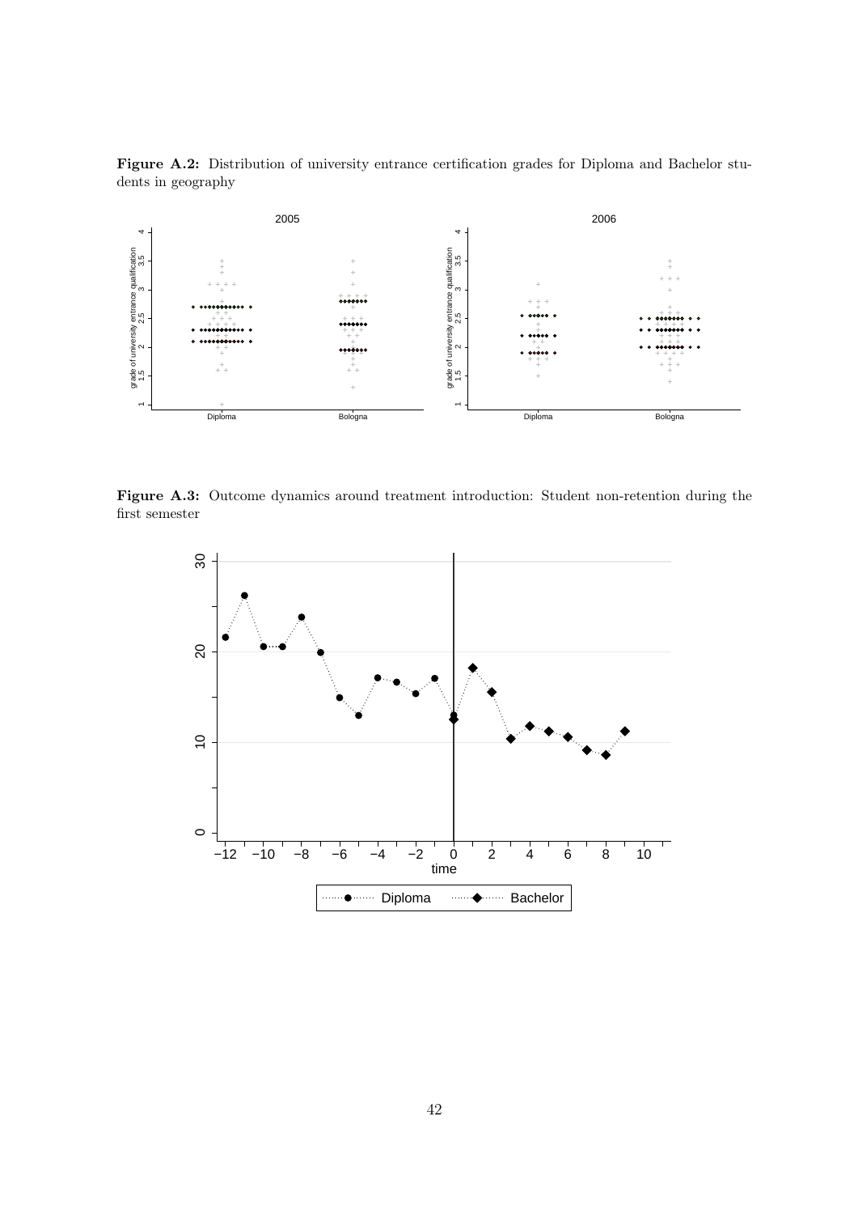**Figure A.2:** Distribution of university entrance certification grades for Diploma and Bachelor students in geography

**Figure A.3:** Outcome dynamics around treatment introduction: Student non-retention during the first semester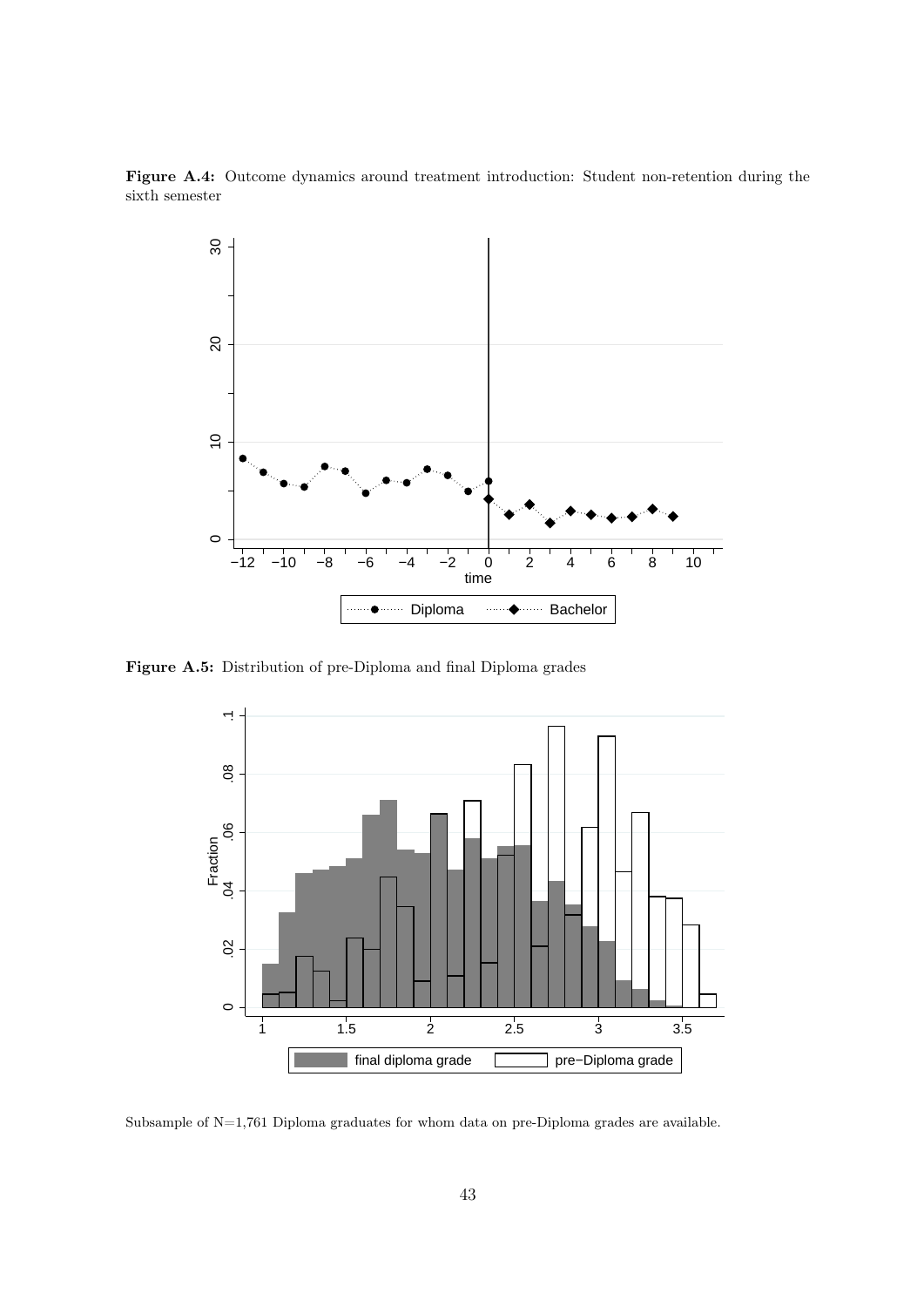**Figure A.4:** Outcome dynamics around treatment introduction: Student non-retention during the sixth semester

30
20
10
0
−12 −10 −8 −6 −4 −2 0 2 4 6 8 10
time
Diploma Bachelor

**Figure A.5:** Distribution of pre-Diploma and final Diploma grades

Fraction
.1
.08
.06
.04
.02
0
1 1.5 2 2.5 3 3.5
final diploma grade pre−Diploma grade

Subsample of N=1,761 Diploma graduates for whom data on pre-Diploma grades are available.